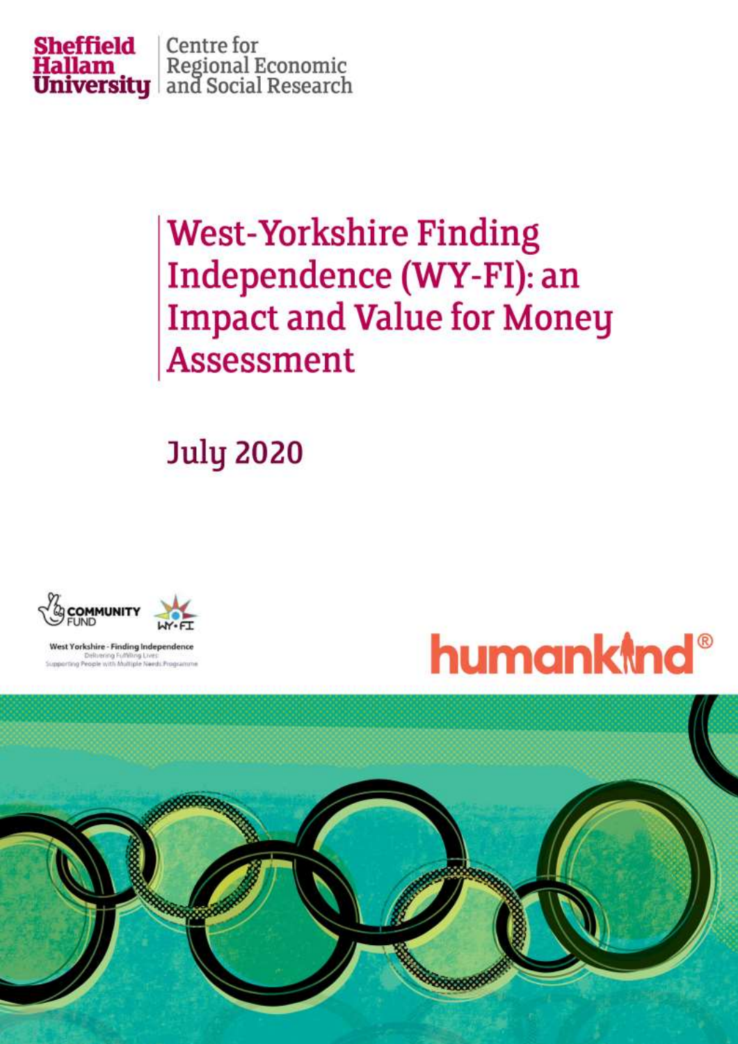Sheffield Hallam University | Centre for Regional Economic and Social Research

# West-Yorkshire Finding Independence (WY-FI): an Impact and Value for Money Assessment

## July 2020

COMMUNITY FUND

WY-FI

West Yorkshire - Finding Independence
Delivering Fulfilling Lives:
Supporting People with Multiple Needs Programme

humankind®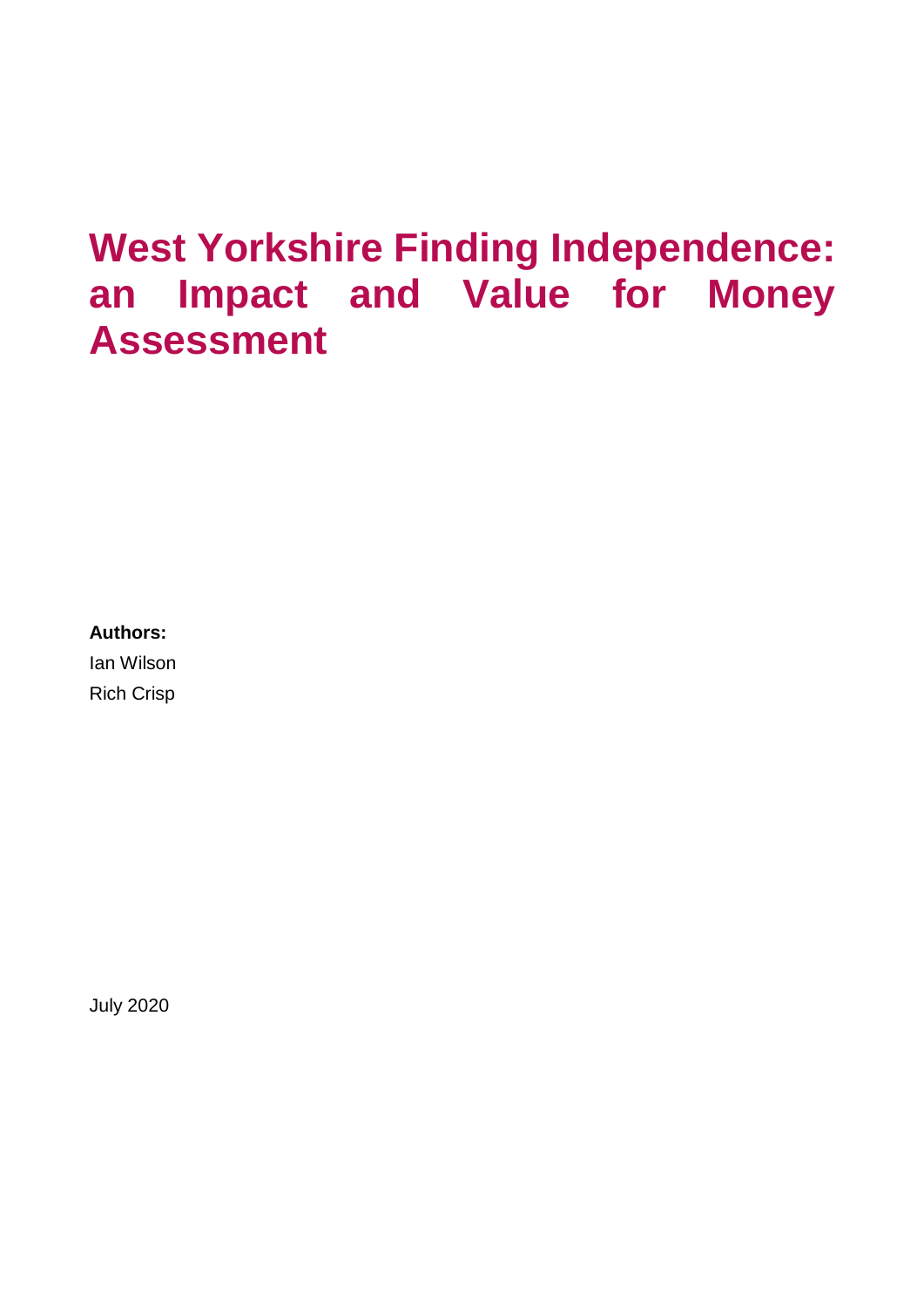# West Yorkshire Finding Independence: an Impact and Value for Money Assessment

**Authors:**

Ian Wilson

Rich Crisp

July 2020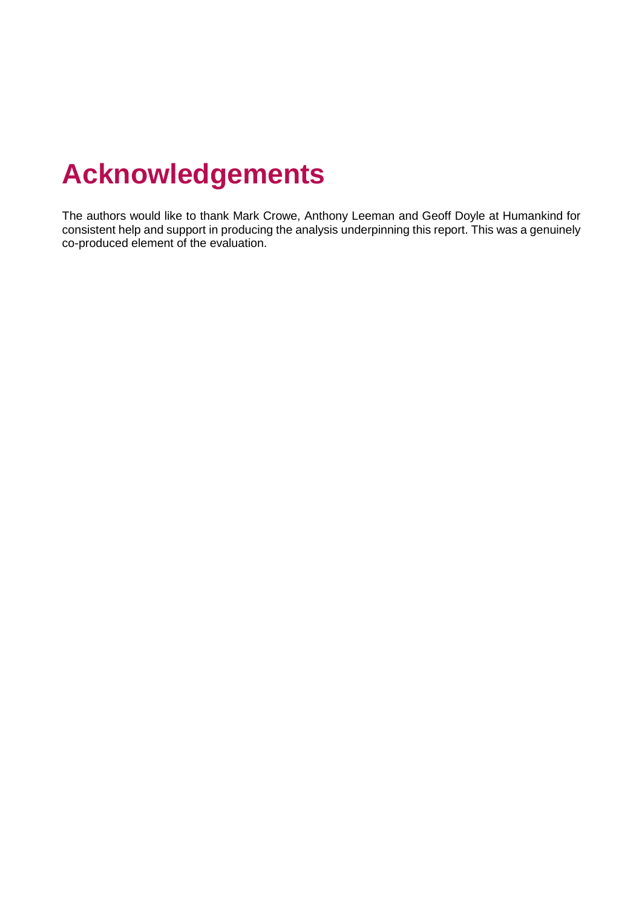# Acknowledgements

The authors would like to thank Mark Crowe, Anthony Leeman and Geoff Doyle at Humankind for consistent help and support in producing the analysis underpinning this report. This was a genuinely co-produced element of the evaluation.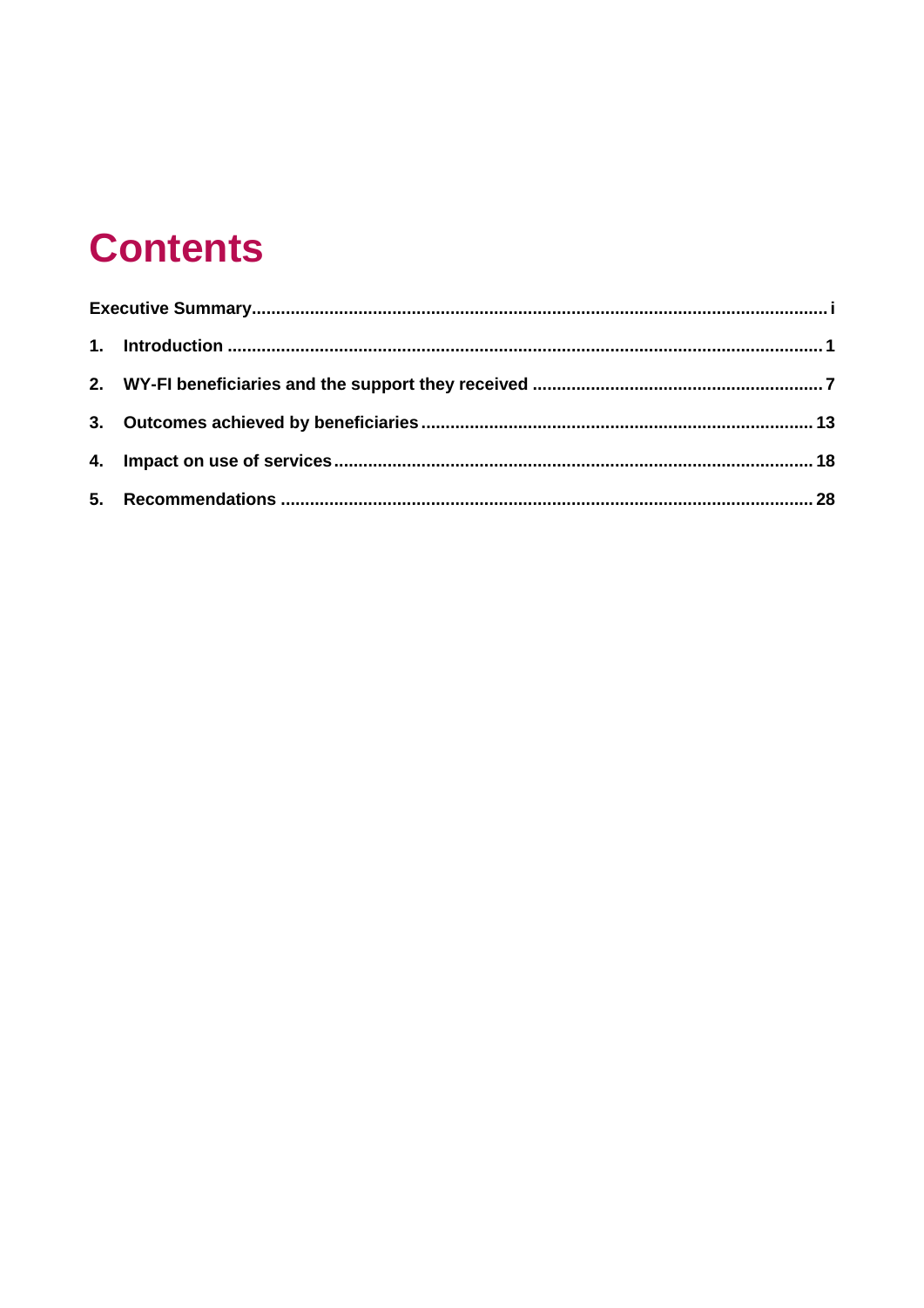# Contents

**Executive Summary** ..... i

1. **Introduction** ..... 1
2. **WY-FI beneficiaries and the support they received** ..... 7
3. **Outcomes achieved by beneficiaries** ..... 13
4. **Impact on use of services** ..... 18
5. **Recommendations** ..... 28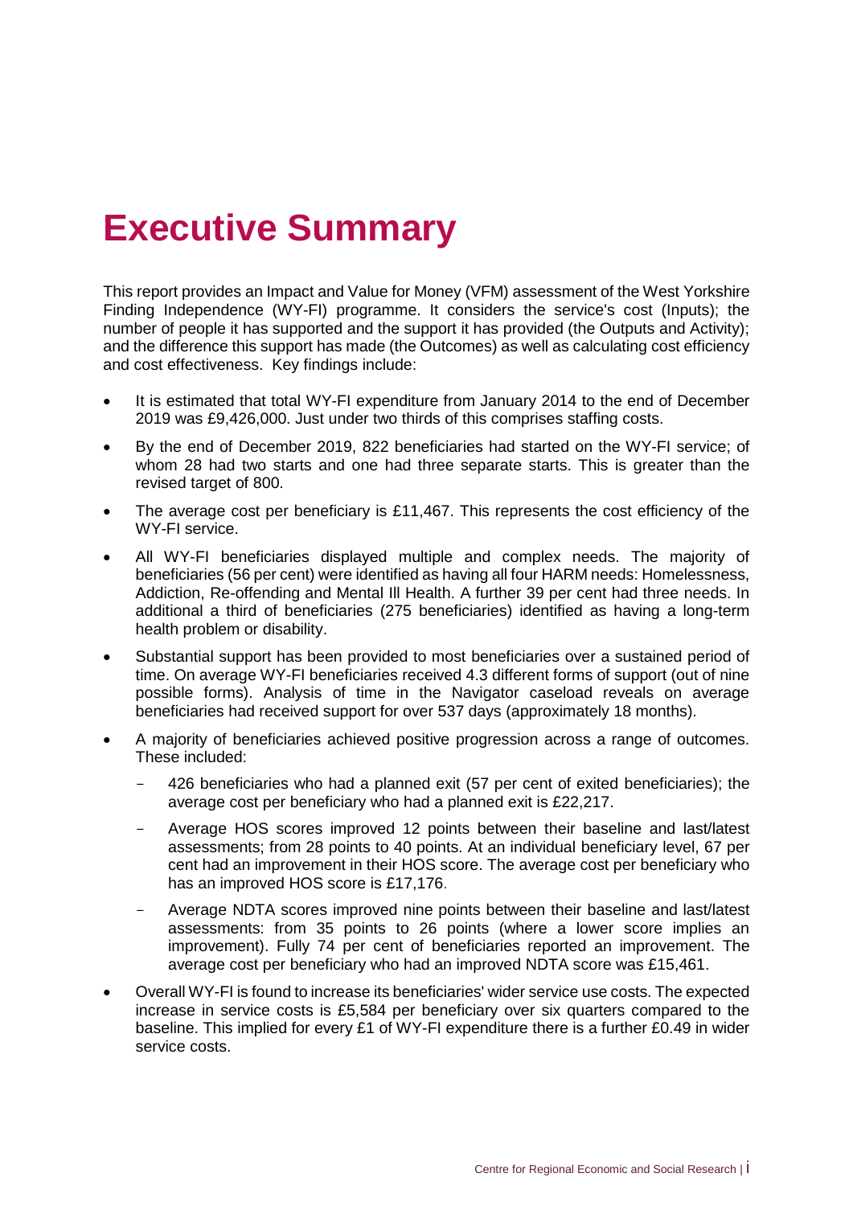# Executive Summary

This report provides an Impact and Value for Money (VFM) assessment of the West Yorkshire Finding Independence (WY-FI) programme. It considers the service's cost (Inputs); the number of people it has supported and the support it has provided (the Outputs and Activity); and the difference this support has made (the Outcomes) as well as calculating cost efficiency and cost effectiveness. Key findings include:

- It is estimated that total WY-FI expenditure from January 2014 to the end of December 2019 was £9,426,000. Just under two thirds of this comprises staffing costs.
- By the end of December 2019, 822 beneficiaries had started on the WY-FI service; of whom 28 had two starts and one had three separate starts. This is greater than the revised target of 800.
- The average cost per beneficiary is £11,467. This represents the cost efficiency of the WY-FI service.
- All WY-FI beneficiaries displayed multiple and complex needs. The majority of beneficiaries (56 per cent) were identified as having all four HARM needs: Homelessness, Addiction, Re-offending and Mental Ill Health. A further 39 per cent had three needs. In additional a third of beneficiaries (275 beneficiaries) identified as having a long-term health problem or disability.
- Substantial support has been provided to most beneficiaries over a sustained period of time. On average WY-FI beneficiaries received 4.3 different forms of support (out of nine possible forms). Analysis of time in the Navigator caseload reveals on average beneficiaries had received support for over 537 days (approximately 18 months).
- A majority of beneficiaries achieved positive progression across a range of outcomes. These included:
  - 426 beneficiaries who had a planned exit (57 per cent of exited beneficiaries); the average cost per beneficiary who had a planned exit is £22,217.
  - Average HOS scores improved 12 points between their baseline and last/latest assessments; from 28 points to 40 points. At an individual beneficiary level, 67 per cent had an improvement in their HOS score. The average cost per beneficiary who has an improved HOS score is £17,176.
  - Average NDTA scores improved nine points between their baseline and last/latest assessments: from 35 points to 26 points (where a lower score implies an improvement). Fully 74 per cent of beneficiaries reported an improvement. The average cost per beneficiary who had an improved NDTA score was £15,461.
- Overall WY-FI is found to increase its beneficiaries' wider service use costs. The expected increase in service costs is £5,584 per beneficiary over six quarters compared to the baseline. This implied for every £1 of WY-FI expenditure there is a further £0.49 in wider service costs.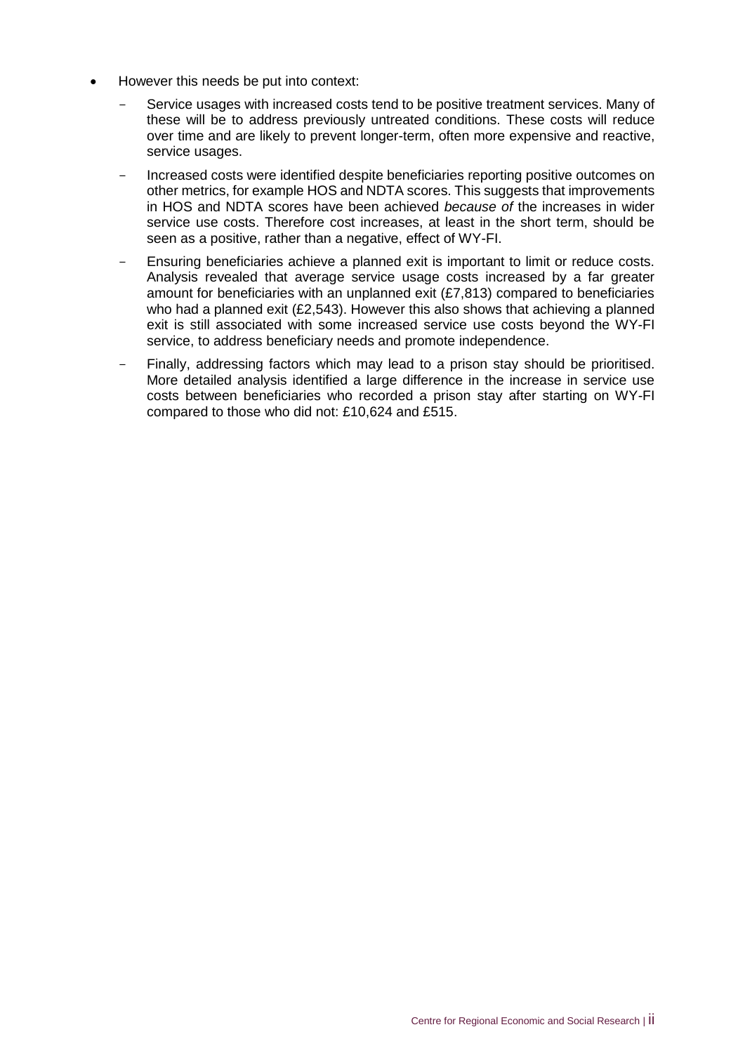- However this needs be put into context:
  - Service usages with increased costs tend to be positive treatment services. Many of these will be to address previously untreated conditions. These costs will reduce over time and are likely to prevent longer-term, often more expensive and reactive, service usages.
  - Increased costs were identified despite beneficiaries reporting positive outcomes on other metrics, for example HOS and NDTA scores. This suggests that improvements in HOS and NDTA scores have been achieved *because of* the increases in wider service use costs. Therefore cost increases, at least in the short term, should be seen as a positive, rather than a negative, effect of WY-FI.
  - Ensuring beneficiaries achieve a planned exit is important to limit or reduce costs. Analysis revealed that average service usage costs increased by a far greater amount for beneficiaries with an unplanned exit (£7,813) compared to beneficiaries who had a planned exit (£2,543). However this also shows that achieving a planned exit is still associated with some increased service use costs beyond the WY-FI service, to address beneficiary needs and promote independence.
  - Finally, addressing factors which may lead to a prison stay should be prioritised. More detailed analysis identified a large difference in the increase in service use costs between beneficiaries who recorded a prison stay after starting on WY-FI compared to those who did not: £10,624 and £515.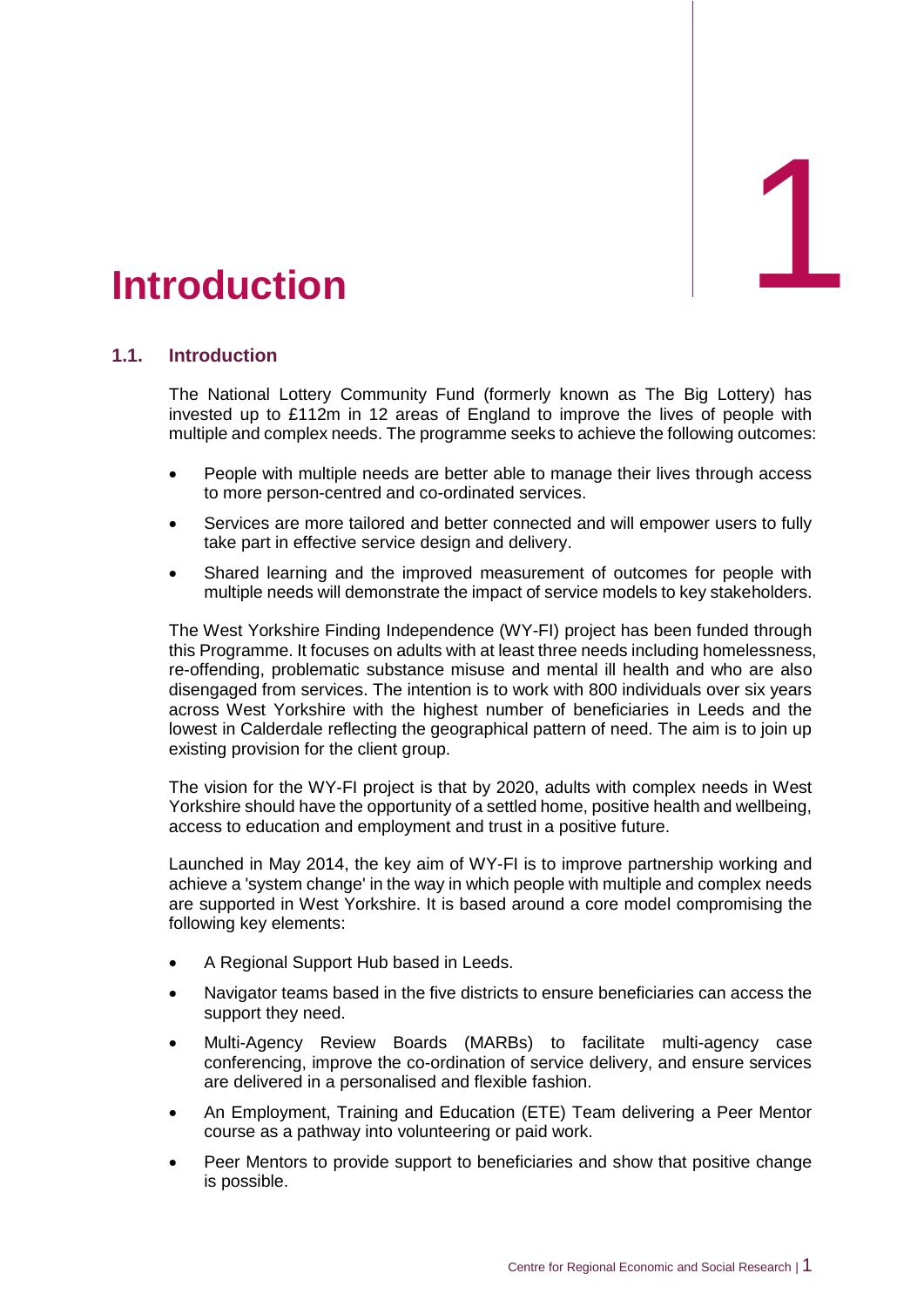# 1 Introduction

## 1.1. Introduction

The National Lottery Community Fund (formerly known as The Big Lottery) has invested up to £112m in 12 areas of England to improve the lives of people with multiple and complex needs. The programme seeks to achieve the following outcomes:

- People with multiple needs are better able to manage their lives through access to more person-centred and co-ordinated services.
- Services are more tailored and better connected and will empower users to fully take part in effective service design and delivery.
- Shared learning and the improved measurement of outcomes for people with multiple needs will demonstrate the impact of service models to key stakeholders.

The West Yorkshire Finding Independence (WY-FI) project has been funded through this Programme. It focuses on adults with at least three needs including homelessness, re-offending, problematic substance misuse and mental ill health and who are also disengaged from services. The intention is to work with 800 individuals over six years across West Yorkshire with the highest number of beneficiaries in Leeds and the lowest in Calderdale reflecting the geographical pattern of need. The aim is to join up existing provision for the client group.

The vision for the WY-FI project is that by 2020, adults with complex needs in West Yorkshire should have the opportunity of a settled home, positive health and wellbeing, access to education and employment and trust in a positive future.

Launched in May 2014, the key aim of WY-FI is to improve partnership working and achieve a 'system change' in the way in which people with multiple and complex needs are supported in West Yorkshire. It is based around a core model compromising the following key elements:

- A Regional Support Hub based in Leeds.
- Navigator teams based in the five districts to ensure beneficiaries can access the support they need.
- Multi-Agency Review Boards (MARBs) to facilitate multi-agency case conferencing, improve the co-ordination of service delivery, and ensure services are delivered in a personalised and flexible fashion.
- An Employment, Training and Education (ETE) Team delivering a Peer Mentor course as a pathway into volunteering or paid work.
- Peer Mentors to provide support to beneficiaries and show that positive change is possible.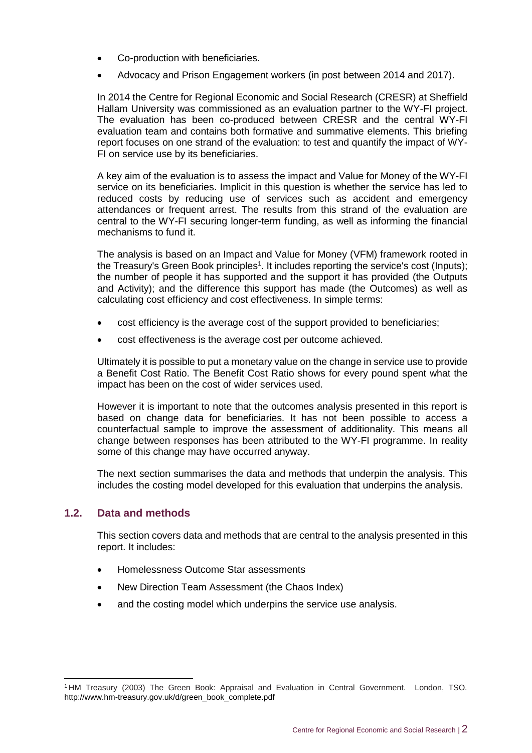- Co-production with beneficiaries.
- Advocacy and Prison Engagement workers (in post between 2014 and 2017).

In 2014 the Centre for Regional Economic and Social Research (CRESR) at Sheffield Hallam University was commissioned as an evaluation partner to the WY-FI project. The evaluation has been co-produced between CRESR and the central WY-FI evaluation team and contains both formative and summative elements. This briefing report focuses on one strand of the evaluation: to test and quantify the impact of WY-FI on service use by its beneficiaries.

A key aim of the evaluation is to assess the impact and Value for Money of the WY-FI service on its beneficiaries. Implicit in this question is whether the service has led to reduced costs by reducing use of services such as accident and emergency attendances or frequent arrest. The results from this strand of the evaluation are central to the WY-FI securing longer-term funding, as well as informing the financial mechanisms to fund it.

The analysis is based on an Impact and Value for Money (VFM) framework rooted in the Treasury's Green Book principles[1]. It includes reporting the service's cost (Inputs); the number of people it has supported and the support it has provided (the Outputs and Activity); and the difference this support has made (the Outcomes) as well as calculating cost efficiency and cost effectiveness. In simple terms:

- cost efficiency is the average cost of the support provided to beneficiaries;
- cost effectiveness is the average cost per outcome achieved.

Ultimately it is possible to put a monetary value on the change in service use to provide a Benefit Cost Ratio. The Benefit Cost Ratio shows for every pound spent what the impact has been on the cost of wider services used.

However it is important to note that the outcomes analysis presented in this report is based on change data for beneficiaries. It has not been possible to access a counterfactual sample to improve the assessment of additionality. This means all change between responses has been attributed to the WY-FI programme. In reality some of this change may have occurred anyway.

The next section summarises the data and methods that underpin the analysis. This includes the costing model developed for this evaluation that underpins the analysis.

## 1.2. Data and methods

This section covers data and methods that are central to the analysis presented in this report. It includes:

- Homelessness Outcome Star assessments
- New Direction Team Assessment (the Chaos Index)
- and the costing model which underpins the service use analysis.

[1] HM Treasury (2003) The Green Book: Appraisal and Evaluation in Central Government. London, TSO. http://www.hm-treasury.gov.uk/d/green_book_complete.pdf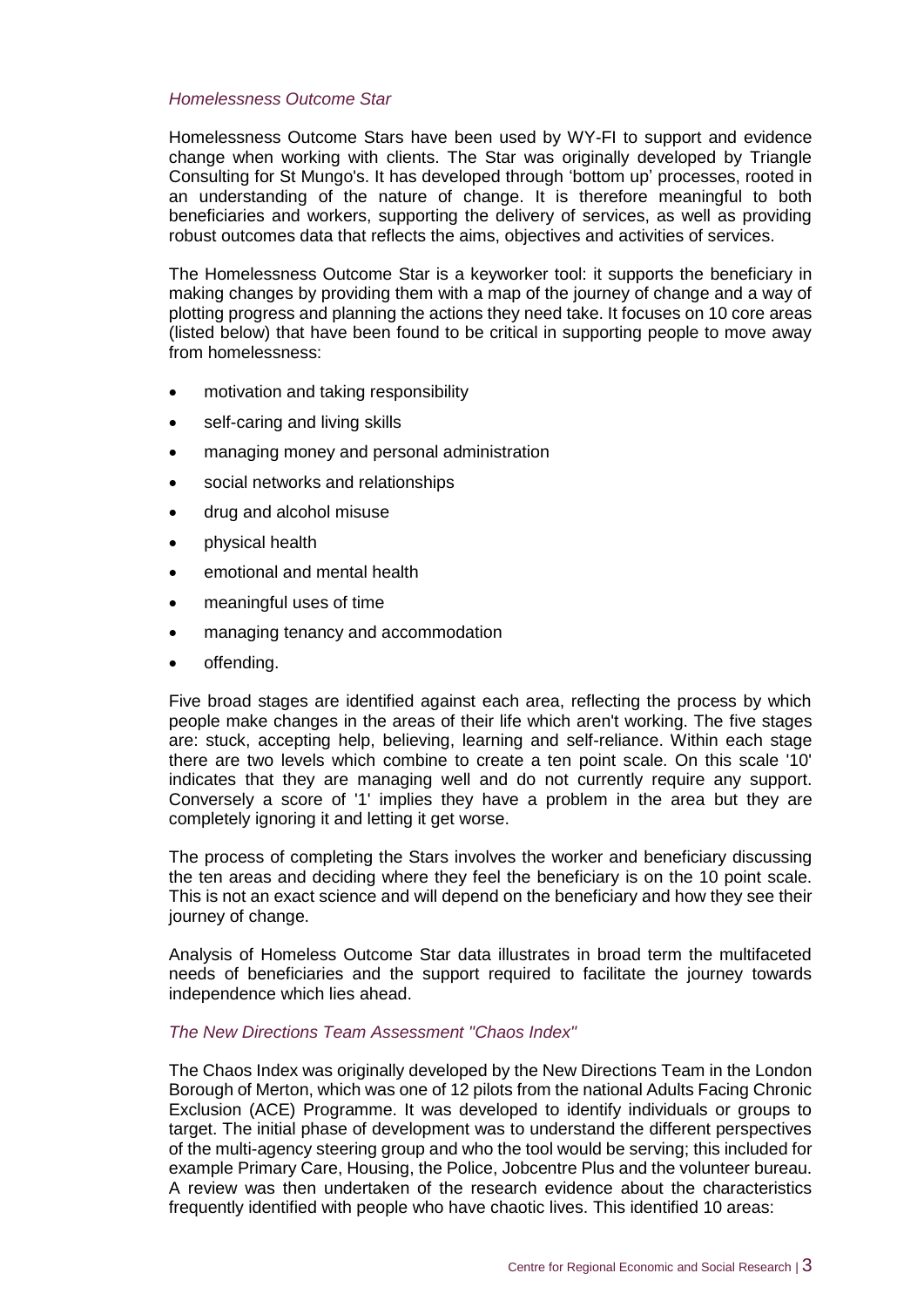*Homelessness Outcome Star*

Homelessness Outcome Stars have been used by WY-FI to support and evidence change when working with clients. The Star was originally developed by Triangle Consulting for St Mungo's. It has developed through 'bottom up' processes, rooted in an understanding of the nature of change. It is therefore meaningful to both beneficiaries and workers, supporting the delivery of services, as well as providing robust outcomes data that reflects the aims, objectives and activities of services.

The Homelessness Outcome Star is a keyworker tool: it supports the beneficiary in making changes by providing them with a map of the journey of change and a way of plotting progress and planning the actions they need take. It focuses on 10 core areas (listed below) that have been found to be critical in supporting people to move away from homelessness:

- motivation and taking responsibility
- self-caring and living skills
- managing money and personal administration
- social networks and relationships
- drug and alcohol misuse
- physical health
- emotional and mental health
- meaningful uses of time
- managing tenancy and accommodation
- offending.

Five broad stages are identified against each area, reflecting the process by which people make changes in the areas of their life which aren't working. The five stages are: stuck, accepting help, believing, learning and self-reliance. Within each stage there are two levels which combine to create a ten point scale. On this scale '10' indicates that they are managing well and do not currently require any support. Conversely a score of '1' implies they have a problem in the area but they are completely ignoring it and letting it get worse.

The process of completing the Stars involves the worker and beneficiary discussing the ten areas and deciding where they feel the beneficiary is on the 10 point scale. This is not an exact science and will depend on the beneficiary and how they see their journey of change.

Analysis of Homeless Outcome Star data illustrates in broad term the multifaceted needs of beneficiaries and the support required to facilitate the journey towards independence which lies ahead.

*The New Directions Team Assessment "Chaos Index"*

The Chaos Index was originally developed by the New Directions Team in the London Borough of Merton, which was one of 12 pilots from the national Adults Facing Chronic Exclusion (ACE) Programme. It was developed to identify individuals or groups to target. The initial phase of development was to understand the different perspectives of the multi-agency steering group and who the tool would be serving; this included for example Primary Care, Housing, the Police, Jobcentre Plus and the volunteer bureau. A review was then undertaken of the research evidence about the characteristics frequently identified with people who have chaotic lives. This identified 10 areas: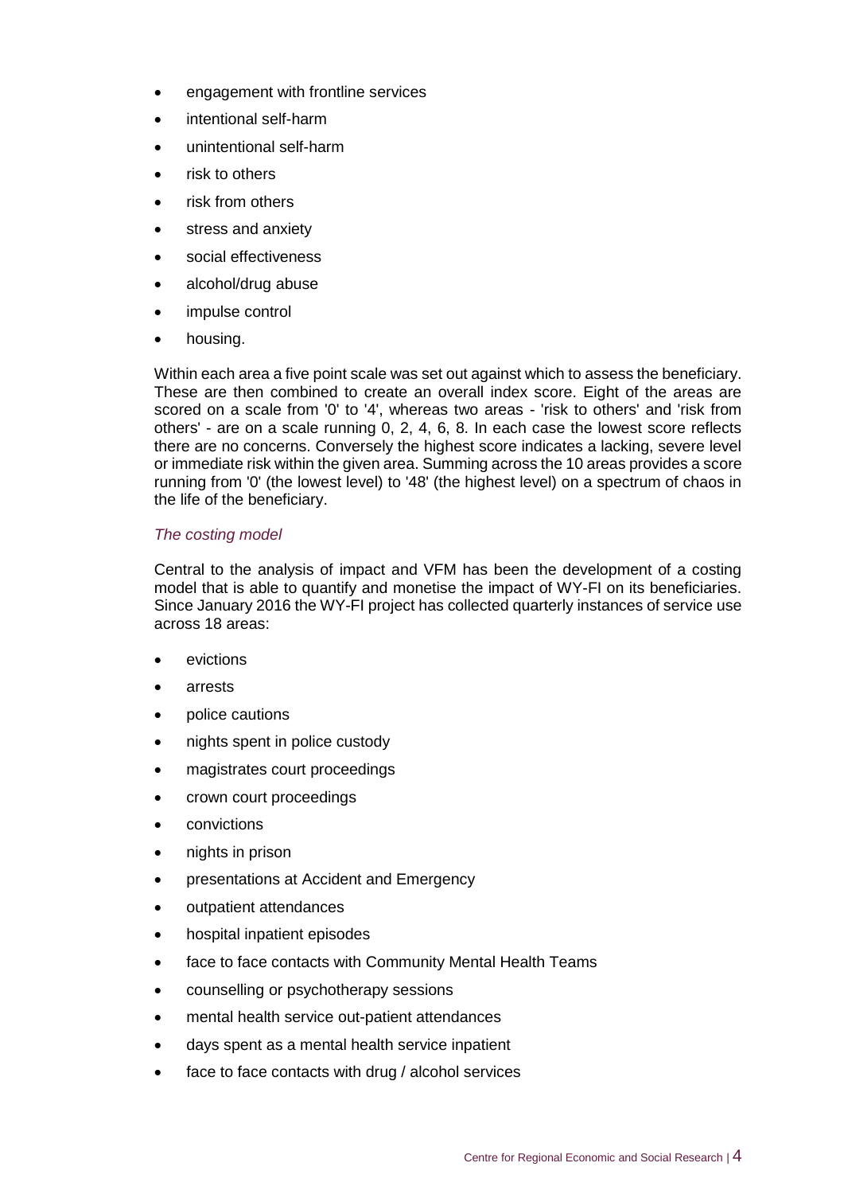- engagement with frontline services
- intentional self-harm
- unintentional self-harm
- risk to others
- risk from others
- stress and anxiety
- social effectiveness
- alcohol/drug abuse
- impulse control
- housing.

Within each area a five point scale was set out against which to assess the beneficiary. These are then combined to create an overall index score. Eight of the areas are scored on a scale from '0' to '4', whereas two areas - 'risk to others' and 'risk from others' - are on a scale running 0, 2, 4, 6, 8. In each case the lowest score reflects there are no concerns. Conversely the highest score indicates a lacking, severe level or immediate risk within the given area. Summing across the 10 areas provides a score running from '0' (the lowest level) to '48' (the highest level) on a spectrum of chaos in the life of the beneficiary.

*The costing model*

Central to the analysis of impact and VFM has been the development of a costing model that is able to quantify and monetise the impact of WY-FI on its beneficiaries. Since January 2016 the WY-FI project has collected quarterly instances of service use across 18 areas:

- evictions
- arrests
- police cautions
- nights spent in police custody
- magistrates court proceedings
- crown court proceedings
- convictions
- nights in prison
- presentations at Accident and Emergency
- outpatient attendances
- hospital inpatient episodes
- face to face contacts with Community Mental Health Teams
- counselling or psychotherapy sessions
- mental health service out-patient attendances
- days spent as a mental health service inpatient
- face to face contacts with drug / alcohol services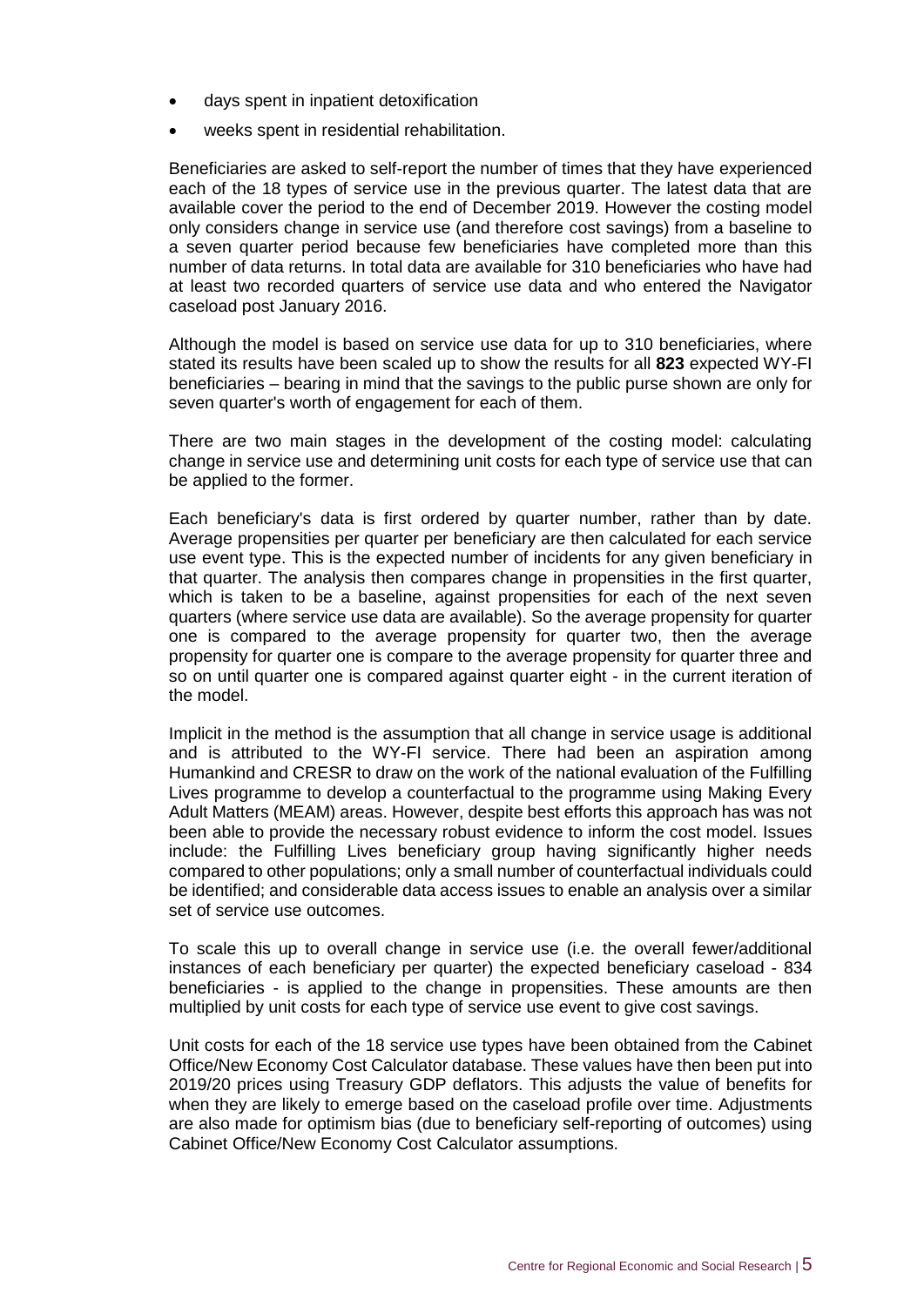- days spent in inpatient detoxification
- weeks spent in residential rehabilitation.

Beneficiaries are asked to self-report the number of times that they have experienced each of the 18 types of service use in the previous quarter. The latest data that are available cover the period to the end of December 2019. However the costing model only considers change in service use (and therefore cost savings) from a baseline to a seven quarter period because few beneficiaries have completed more than this number of data returns. In total data are available for 310 beneficiaries who have had at least two recorded quarters of service use data and who entered the Navigator caseload post January 2016.

Although the model is based on service use data for up to 310 beneficiaries, where stated its results have been scaled up to show the results for all **823** expected WY-FI beneficiaries – bearing in mind that the savings to the public purse shown are only for seven quarter's worth of engagement for each of them.

There are two main stages in the development of the costing model: calculating change in service use and determining unit costs for each type of service use that can be applied to the former.

Each beneficiary's data is first ordered by quarter number, rather than by date. Average propensities per quarter per beneficiary are then calculated for each service use event type. This is the expected number of incidents for any given beneficiary in that quarter. The analysis then compares change in propensities in the first quarter, which is taken to be a baseline, against propensities for each of the next seven quarters (where service use data are available). So the average propensity for quarter one is compared to the average propensity for quarter two, then the average propensity for quarter one is compare to the average propensity for quarter three and so on until quarter one is compared against quarter eight - in the current iteration of the model.

Implicit in the method is the assumption that all change in service usage is additional and is attributed to the WY-FI service. There had been an aspiration among Humankind and CRESR to draw on the work of the national evaluation of the Fulfilling Lives programme to develop a counterfactual to the programme using Making Every Adult Matters (MEAM) areas. However, despite best efforts this approach has was not been able to provide the necessary robust evidence to inform the cost model. Issues include: the Fulfilling Lives beneficiary group having significantly higher needs compared to other populations; only a small number of counterfactual individuals could be identified; and considerable data access issues to enable an analysis over a similar set of service use outcomes.

To scale this up to overall change in service use (i.e. the overall fewer/additional instances of each beneficiary per quarter) the expected beneficiary caseload - 834 beneficiaries - is applied to the change in propensities. These amounts are then multiplied by unit costs for each type of service use event to give cost savings.

Unit costs for each of the 18 service use types have been obtained from the Cabinet Office/New Economy Cost Calculator database. These values have then been put into 2019/20 prices using Treasury GDP deflators. This adjusts the value of benefits for when they are likely to emerge based on the caseload profile over time. Adjustments are also made for optimism bias (due to beneficiary self-reporting of outcomes) using Cabinet Office/New Economy Cost Calculator assumptions.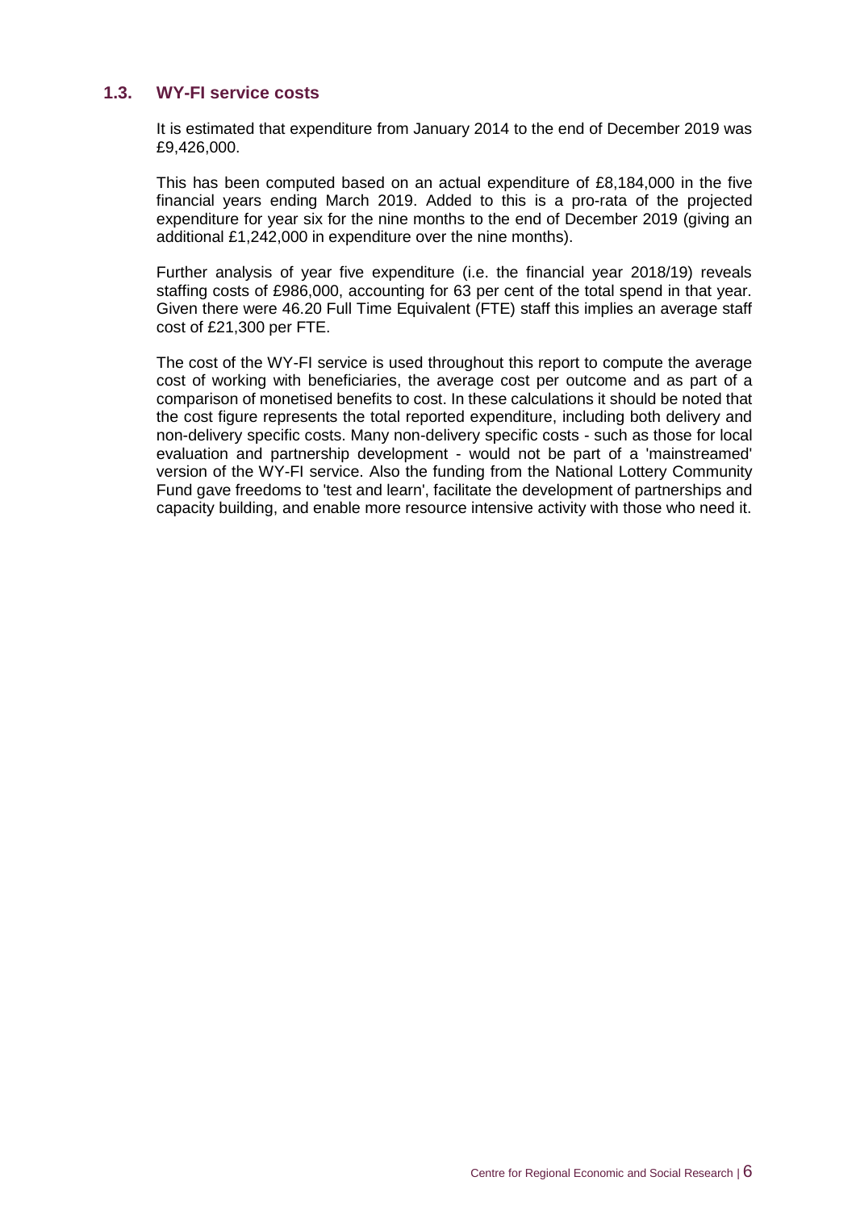### 1.3. WY-FI service costs

It is estimated that expenditure from January 2014 to the end of December 2019 was £9,426,000.

This has been computed based on an actual expenditure of £8,184,000 in the five financial years ending March 2019. Added to this is a pro-rata of the projected expenditure for year six for the nine months to the end of December 2019 (giving an additional £1,242,000 in expenditure over the nine months).

Further analysis of year five expenditure (i.e. the financial year 2018/19) reveals staffing costs of £986,000, accounting for 63 per cent of the total spend in that year. Given there were 46.20 Full Time Equivalent (FTE) staff this implies an average staff cost of £21,300 per FTE.

The cost of the WY-FI service is used throughout this report to compute the average cost of working with beneficiaries, the average cost per outcome and as part of a comparison of monetised benefits to cost. In these calculations it should be noted that the cost figure represents the total reported expenditure, including both delivery and non-delivery specific costs. Many non-delivery specific costs - such as those for local evaluation and partnership development - would not be part of a 'mainstreamed' version of the WY-FI service. Also the funding from the National Lottery Community Fund gave freedoms to 'test and learn', facilitate the development of partnerships and capacity building, and enable more resource intensive activity with those who need it.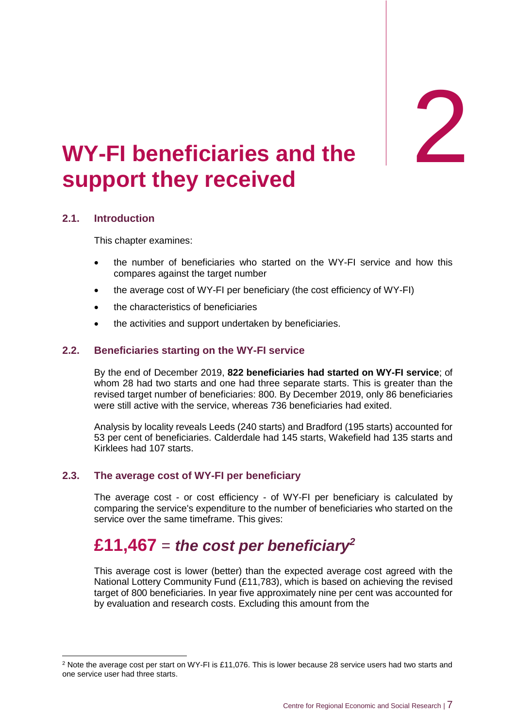# 2 WY-FI beneficiaries and the support they received

## 2.1. Introduction

This chapter examines:

- the number of beneficiaries who started on the WY-FI service and how this compares against the target number
- the average cost of WY-FI per beneficiary (the cost efficiency of WY-FI)
- the characteristics of beneficiaries
- the activities and support undertaken by beneficiaries.

## 2.2. Beneficiaries starting on the WY-FI service

By the end of December 2019, **822 beneficiaries had started on WY-FI service**; of whom 28 had two starts and one had three separate starts. This is greater than the revised target number of beneficiaries: 800. By December 2019, only 86 beneficiaries were still active with the service, whereas 736 beneficiaries had exited.

Analysis by locality reveals Leeds (240 starts) and Bradford (195 starts) accounted for 53 per cent of beneficiaries. Calderdale had 145 starts, Wakefield had 135 starts and Kirklees had 107 starts.

## 2.3. The average cost of WY-FI per beneficiary

The average cost - or cost efficiency - of WY-FI per beneficiary is calculated by comparing the service's expenditure to the number of beneficiaries who started on the service over the same timeframe. This gives:

**£11,467** = ***the cost per beneficiary***[2]

This average cost is lower (better) than the expected average cost agreed with the National Lottery Community Fund (£11,783), which is based on achieving the revised target of 800 beneficiaries. In year five approximately nine per cent was accounted for by evaluation and research costs. Excluding this amount from the

[2] Note the average cost per start on WY-FI is £11,076. This is lower because 28 service users had two starts and one service user had three starts.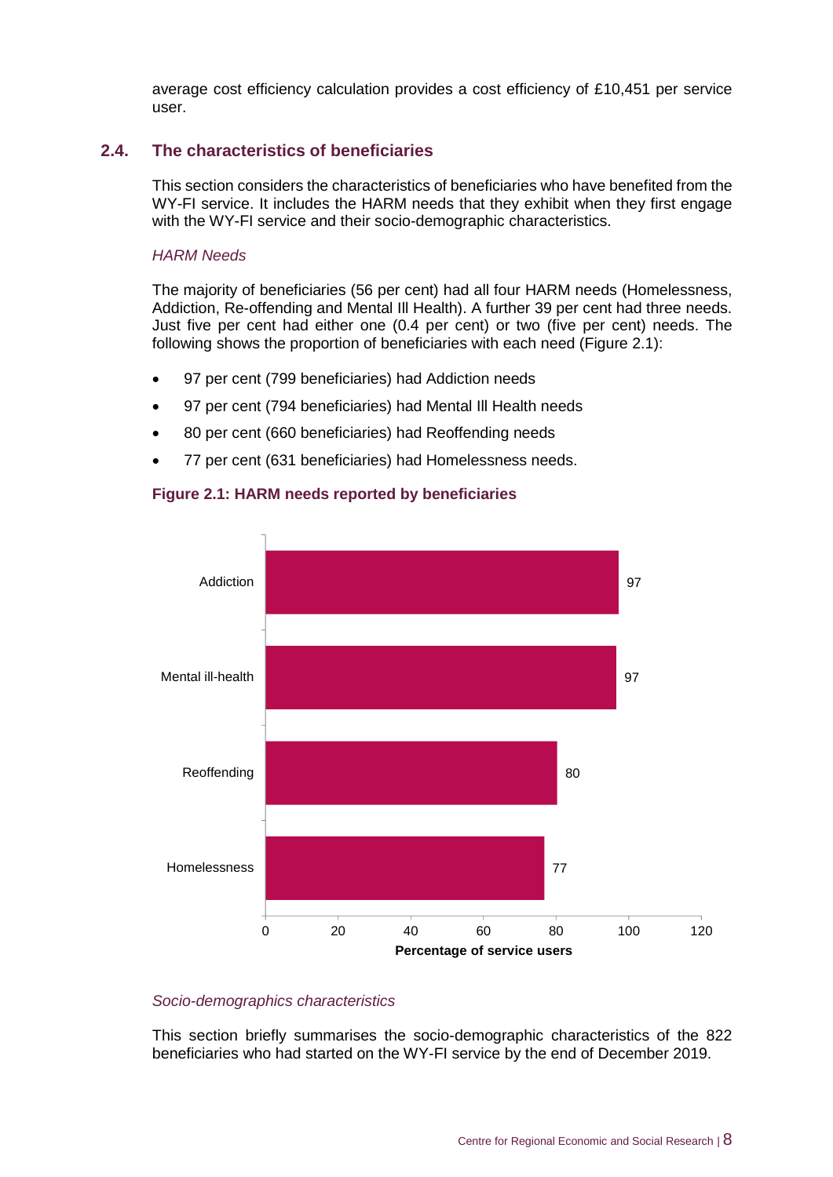average cost efficiency calculation provides a cost efficiency of £10,451 per service user.

## 2.4. The characteristics of beneficiaries

This section considers the characteristics of beneficiaries who have benefited from the WY-FI service. It includes the HARM needs that they exhibit when they first engage with the WY-FI service and their socio-demographic characteristics.

*HARM Needs*

The majority of beneficiaries (56 per cent) had all four HARM needs (Homelessness, Addiction, Re-offending and Mental Ill Health). A further 39 per cent had three needs. Just five per cent had either one (0.4 per cent) or two (five per cent) needs. The following shows the proportion of beneficiaries with each need (Figure 2.1):

- 97 per cent (799 beneficiaries) had Addiction needs
- 97 per cent (794 beneficiaries) had Mental Ill Health needs
- 80 per cent (660 beneficiaries) had Reoffending needs
- 77 per cent (631 beneficiaries) had Homelessness needs.

**Figure 2.1: HARM needs reported by beneficiaries**

| Need | Percentage of service users |
|---|---|
| Addiction | 97 |
| Mental ill-health | 97 |
| Reoffending | 80 |
| Homelessness | 77 |

*Socio-demographics characteristics*

This section briefly summarises the socio-demographic characteristics of the 822 beneficiaries who had started on the WY-FI service by the end of December 2019.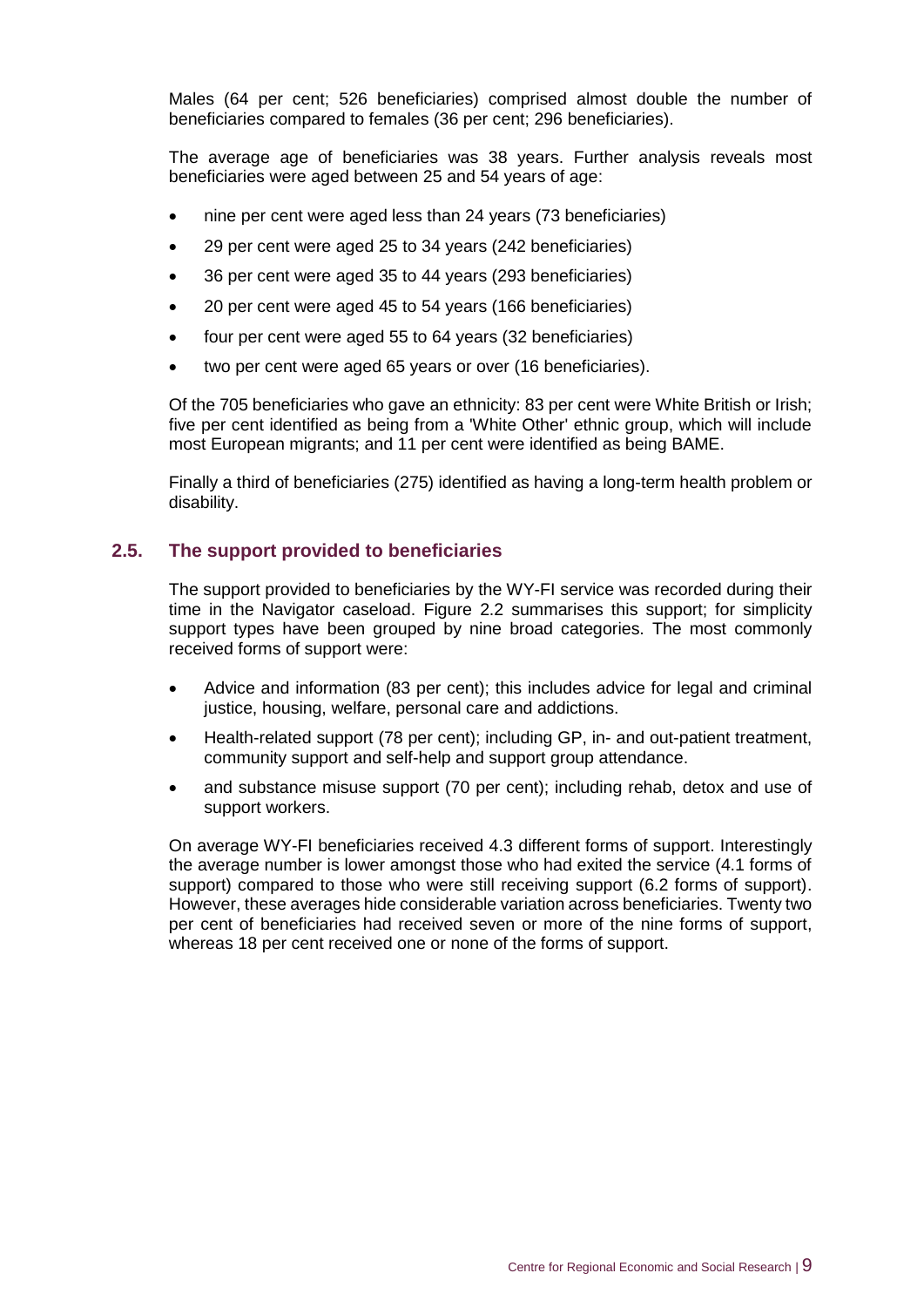Males (64 per cent; 526 beneficiaries) comprised almost double the number of beneficiaries compared to females (36 per cent; 296 beneficiaries).

The average age of beneficiaries was 38 years. Further analysis reveals most beneficiaries were aged between 25 and 54 years of age:

- nine per cent were aged less than 24 years (73 beneficiaries)
- 29 per cent were aged 25 to 34 years (242 beneficiaries)
- 36 per cent were aged 35 to 44 years (293 beneficiaries)
- 20 per cent were aged 45 to 54 years (166 beneficiaries)
- four per cent were aged 55 to 64 years (32 beneficiaries)
- two per cent were aged 65 years or over (16 beneficiaries).

Of the 705 beneficiaries who gave an ethnicity: 83 per cent were White British or Irish; five per cent identified as being from a 'White Other' ethnic group, which will include most European migrants; and 11 per cent were identified as being BAME.

Finally a third of beneficiaries (275) identified as having a long-term health problem or disability.

## 2.5. The support provided to beneficiaries

The support provided to beneficiaries by the WY-FI service was recorded during their time in the Navigator caseload. Figure 2.2 summarises this support; for simplicity support types have been grouped by nine broad categories. The most commonly received forms of support were:

- Advice and information (83 per cent); this includes advice for legal and criminal justice, housing, welfare, personal care and addictions.
- Health-related support (78 per cent); including GP, in- and out-patient treatment, community support and self-help and support group attendance.
- and substance misuse support (70 per cent); including rehab, detox and use of support workers.

On average WY-FI beneficiaries received 4.3 different forms of support. Interestingly the average number is lower amongst those who had exited the service (4.1 forms of support) compared to those who were still receiving support (6.2 forms of support). However, these averages hide considerable variation across beneficiaries. Twenty two per cent of beneficiaries had received seven or more of the nine forms of support, whereas 18 per cent received one or none of the forms of support.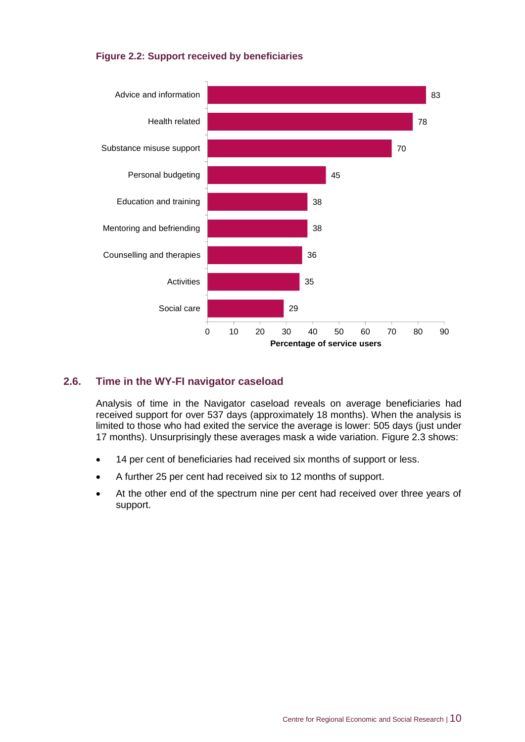**Figure 2.2: Support received by beneficiaries**

| Support type | Percentage of service users |
|---|---|
| Advice and information | 83 |
| Health related | 78 |
| Substance misuse support | 70 |
| Personal budgeting | 45 |
| Education and training | 38 |
| Mentoring and befriending | 38 |
| Counselling and therapies | 36 |
| Activities | 35 |
| Social care | 29 |

## 2.6. Time in the WY-FI navigator caseload

Analysis of time in the Navigator caseload reveals on average beneficiaries had received support for over 537 days (approximately 18 months). When the analysis is limited to those who had exited the service the average is lower: 505 days (just under 17 months). Unsurprisingly these averages mask a wide variation. Figure 2.3 shows:

- 14 per cent of beneficiaries had received six months of support or less.
- A further 25 per cent had received six to 12 months of support.
- At the other end of the spectrum nine per cent had received over three years of support.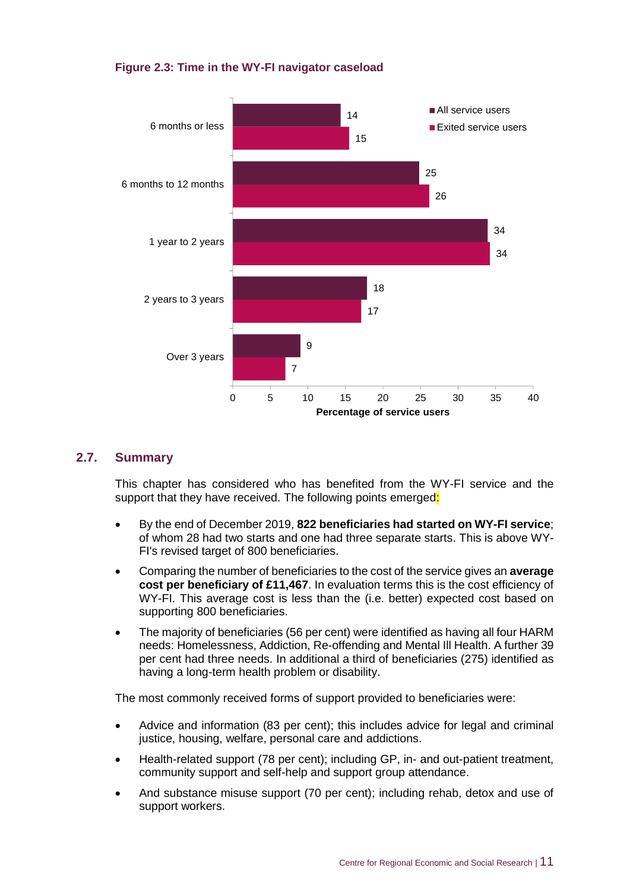**Figure 2.3: Time in the WY-FI navigator caseload**

| | All service users | Exited service users |
|---|---|---|
| 6 months or less | 14 | 15 |
| 6 months to 12 months | 25 | 26 |
| 1 year to 2 years | 34 | 34 |
| 2 years to 3 years | 18 | 17 |
| Over 3 years | 9 | 7 |

Percentage of service users

## 2.7. Summary

This chapter has considered who has benefited from the WY-FI service and the support that they have received. The following points emerged:

- By the end of December 2019, **822 beneficiaries had started on WY-FI service**; of whom 28 had two starts and one had three separate starts. This is above WY-FI's revised target of 800 beneficiaries.
- Comparing the number of beneficiaries to the cost of the service gives an **average cost per beneficiary of £11,467**. In evaluation terms this is the cost efficiency of WY-FI. This average cost is less than the (i.e. better) expected cost based on supporting 800 beneficiaries.
- The majority of beneficiaries (56 per cent) were identified as having all four HARM needs: Homelessness, Addiction, Re-offending and Mental Ill Health. A further 39 per cent had three needs. In additional a third of beneficiaries (275) identified as having a long-term health problem or disability.

The most commonly received forms of support provided to beneficiaries were:

- Advice and information (83 per cent); this includes advice for legal and criminal justice, housing, welfare, personal care and addictions.
- Health-related support (78 per cent); including GP, in- and out-patient treatment, community support and self-help and support group attendance.
- And substance misuse support (70 per cent); including rehab, detox and use of support workers.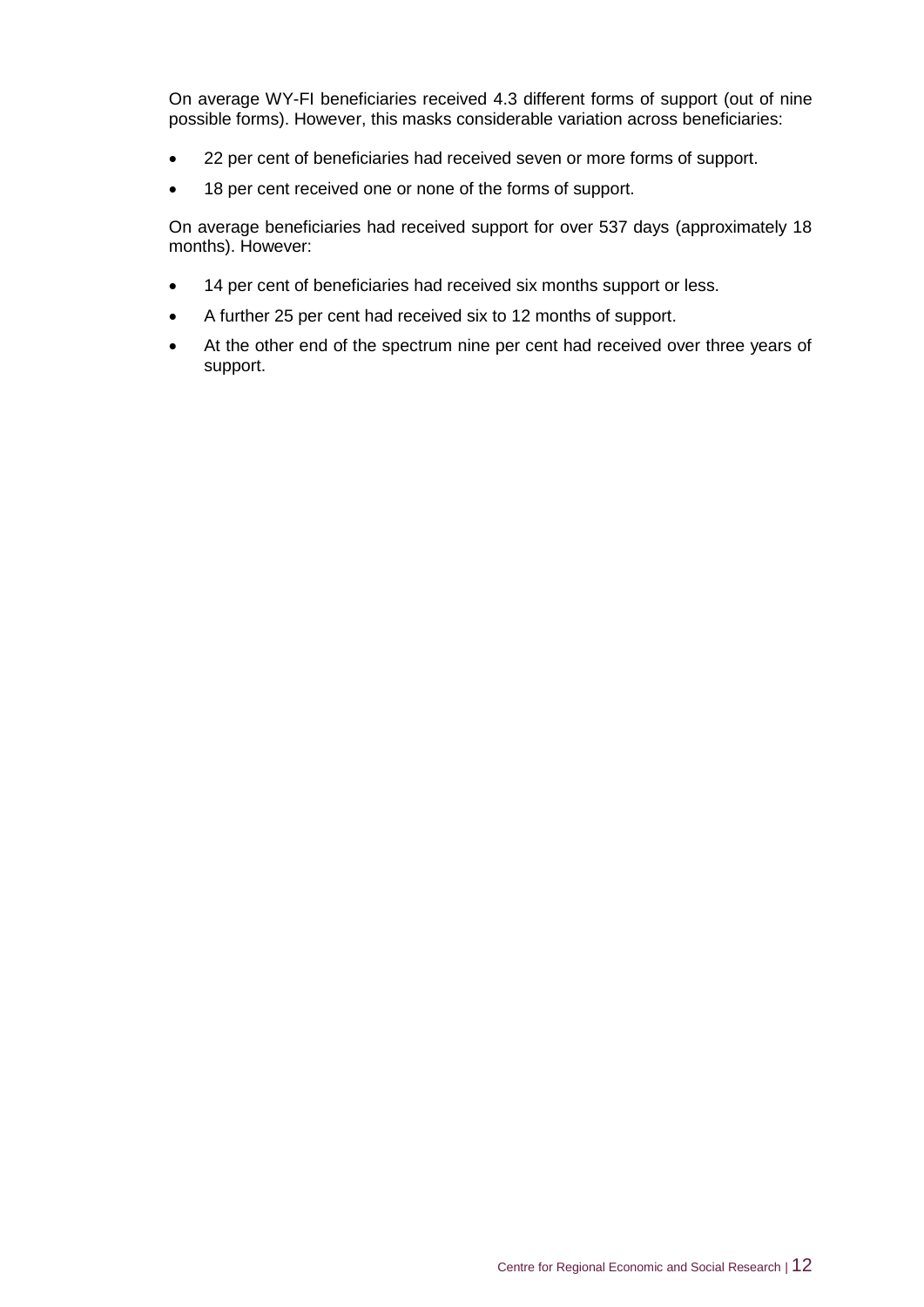On average WY-FI beneficiaries received 4.3 different forms of support (out of nine possible forms). However, this masks considerable variation across beneficiaries:

- 22 per cent of beneficiaries had received seven or more forms of support.
- 18 per cent received one or none of the forms of support.

On average beneficiaries had received support for over 537 days (approximately 18 months). However:

- 14 per cent of beneficiaries had received six months support or less.
- A further 25 per cent had received six to 12 months of support.
- At the other end of the spectrum nine per cent had received over three years of support.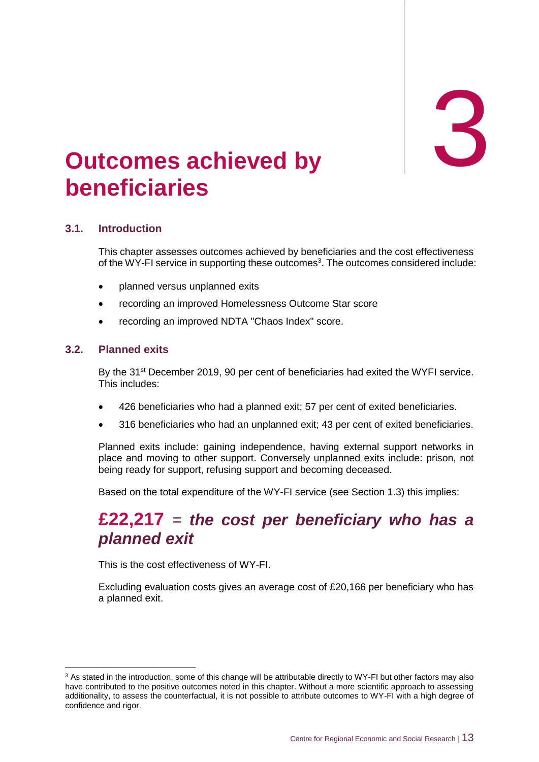# 3

# Outcomes achieved by beneficiaries

## 3.1. Introduction

This chapter assesses outcomes achieved by beneficiaries and the cost effectiveness of the WY-FI service in supporting these outcomes[3]. The outcomes considered include:

- planned versus unplanned exits
- recording an improved Homelessness Outcome Star score
- recording an improved NDTA "Chaos Index" score.

## 3.2. Planned exits

By the 31st December 2019, 90 per cent of beneficiaries had exited the WYFI service. This includes:

- 426 beneficiaries who had a planned exit; 57 per cent of exited beneficiaries.
- 316 beneficiaries who had an unplanned exit; 43 per cent of exited beneficiaries.

Planned exits include: gaining independence, having external support networks in place and moving to other support. Conversely unplanned exits include: prison, not being ready for support, refusing support and becoming deceased.

Based on the total expenditure of the WY-FI service (see Section 1.3) this implies:

## **£22,217** = ***the cost per beneficiary who has a planned exit***

This is the cost effectiveness of WY-FI.

Excluding evaluation costs gives an average cost of £20,166 per beneficiary who has a planned exit.

---

[3] As stated in the introduction, some of this change will be attributable directly to WY-FI but other factors may also have contributed to the positive outcomes noted in this chapter. Without a more scientific approach to assessing additionality, to assess the counterfactual, it is not possible to attribute outcomes to WY-FI with a high degree of confidence and rigor.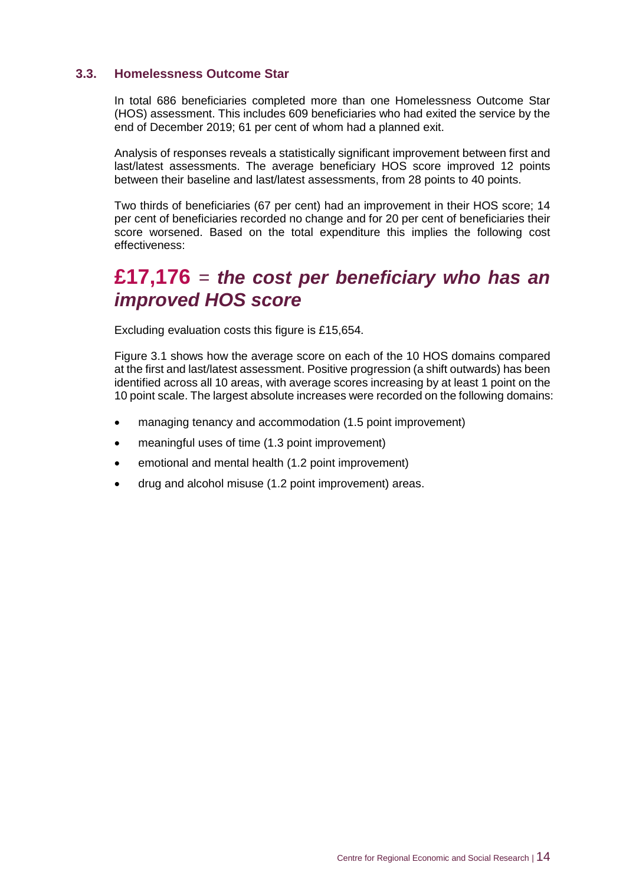### 3.3. Homelessness Outcome Star

In total 686 beneficiaries completed more than one Homelessness Outcome Star (HOS) assessment. This includes 609 beneficiaries who had exited the service by the end of December 2019; 61 per cent of whom had a planned exit.

Analysis of responses reveals a statistically significant improvement between first and last/latest assessments. The average beneficiary HOS score improved 12 points between their baseline and last/latest assessments, from 28 points to 40 points.

Two thirds of beneficiaries (67 per cent) had an improvement in their HOS score; 14 per cent of beneficiaries recorded no change and for 20 per cent of beneficiaries their score worsened. Based on the total expenditure this implies the following cost effectiveness:

## **£17,176** = ***the cost per beneficiary who has an improved HOS score***

Excluding evaluation costs this figure is £15,654.

Figure 3.1 shows how the average score on each of the 10 HOS domains compared at the first and last/latest assessment. Positive progression (a shift outwards) has been identified across all 10 areas, with average scores increasing by at least 1 point on the 10 point scale. The largest absolute increases were recorded on the following domains:

- managing tenancy and accommodation (1.5 point improvement)
- meaningful uses of time (1.3 point improvement)
- emotional and mental health (1.2 point improvement)
- drug and alcohol misuse (1.2 point improvement) areas.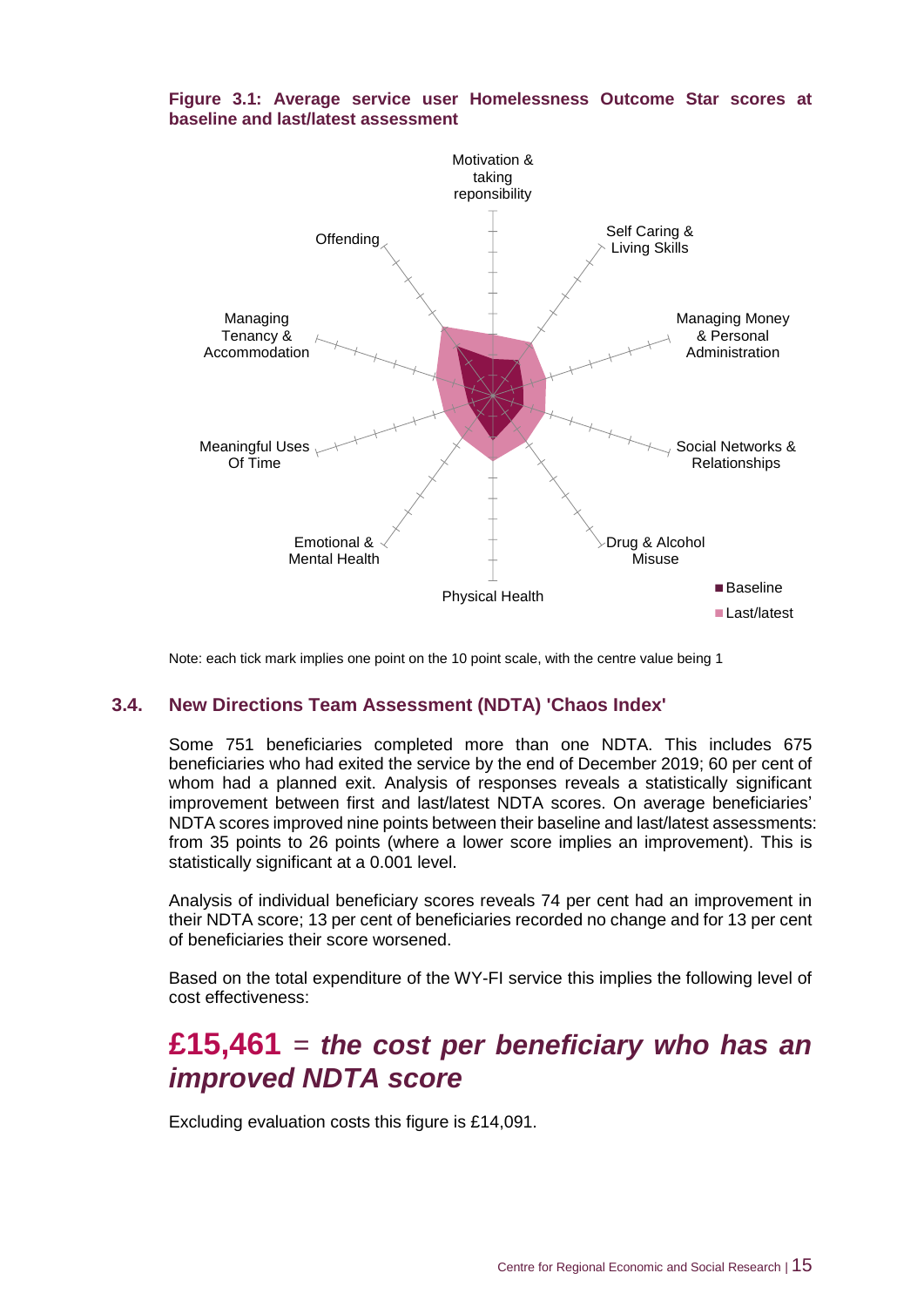**Figure 3.1: Average service user Homelessness Outcome Star scores at baseline and last/latest assessment**

Motivation & taking reponsibility

Self Caring & Living Skills

Managing Money & Personal Administration

Social Networks & Relationships

Drug & Alcohol Misuse

Physical Health

Emotional & Mental Health

Meaningful Uses Of Time

Managing Tenancy & Accommodation

Offending

■ Baseline

■ Last/latest

Note: each tick mark implies one point on the 10 point scale, with the centre value being 1

## 3.4. New Directions Team Assessment (NDTA) 'Chaos Index'

Some 751 beneficiaries completed more than one NDTA. This includes 675 beneficiaries who had exited the service by the end of December 2019; 60 per cent of whom had a planned exit. Analysis of responses reveals a statistically significant improvement between first and last/latest NDTA scores. On average beneficiaries' NDTA scores improved nine points between their baseline and last/latest assessments: from 35 points to 26 points (where a lower score implies an improvement). This is statistically significant at a 0.001 level.

Analysis of individual beneficiary scores reveals 74 per cent had an improvement in their NDTA score; 13 per cent of beneficiaries recorded no change and for 13 per cent of beneficiaries their score worsened.

Based on the total expenditure of the WY-FI service this implies the following level of cost effectiveness:

## **£15,461** = ***the cost per beneficiary who has an improved NDTA score***

Excluding evaluation costs this figure is £14,091.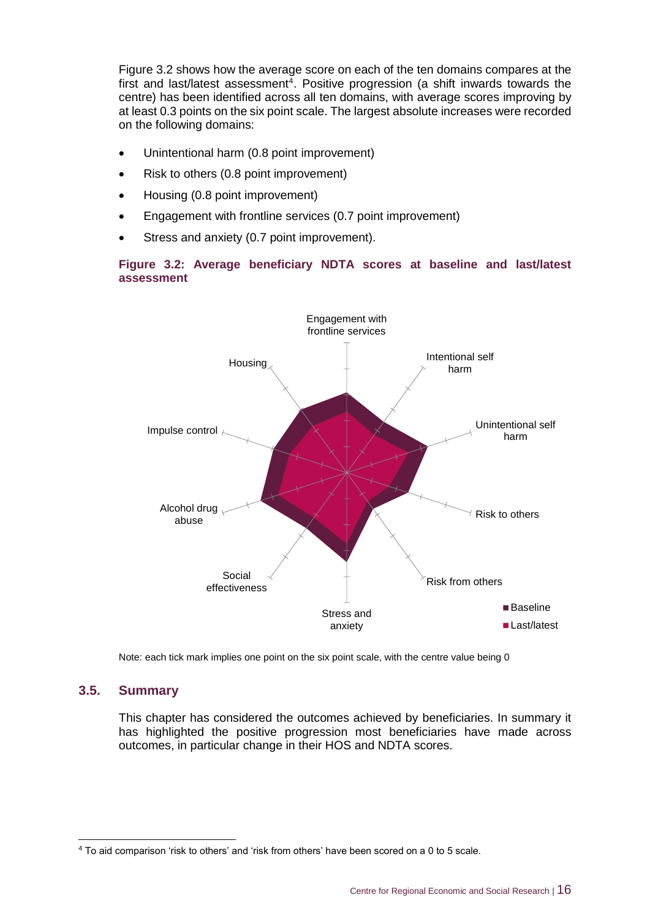Figure 3.2 shows how the average score on each of the ten domains compares at the first and last/latest assessment[4]. Positive progression (a shift inwards towards the centre) has been identified across all ten domains, with average scores improving by at least 0.3 points on the six point scale. The largest absolute increases were recorded on the following domains:

- Unintentional harm (0.8 point improvement)
- Risk to others (0.8 point improvement)
- Housing (0.8 point improvement)
- Engagement with frontline services (0.7 point improvement)
- Stress and anxiety (0.7 point improvement).

**Figure 3.2: Average beneficiary NDTA scores at baseline and last/latest assessment**

Note: each tick mark implies one point on the six point scale, with the centre value being 0

## 3.5. Summary

This chapter has considered the outcomes achieved by beneficiaries. In summary it has highlighted the positive progression most beneficiaries have made across outcomes, in particular change in their HOS and NDTA scores.

[4] To aid comparison 'risk to others' and 'risk from others' have been scored on a 0 to 5 scale.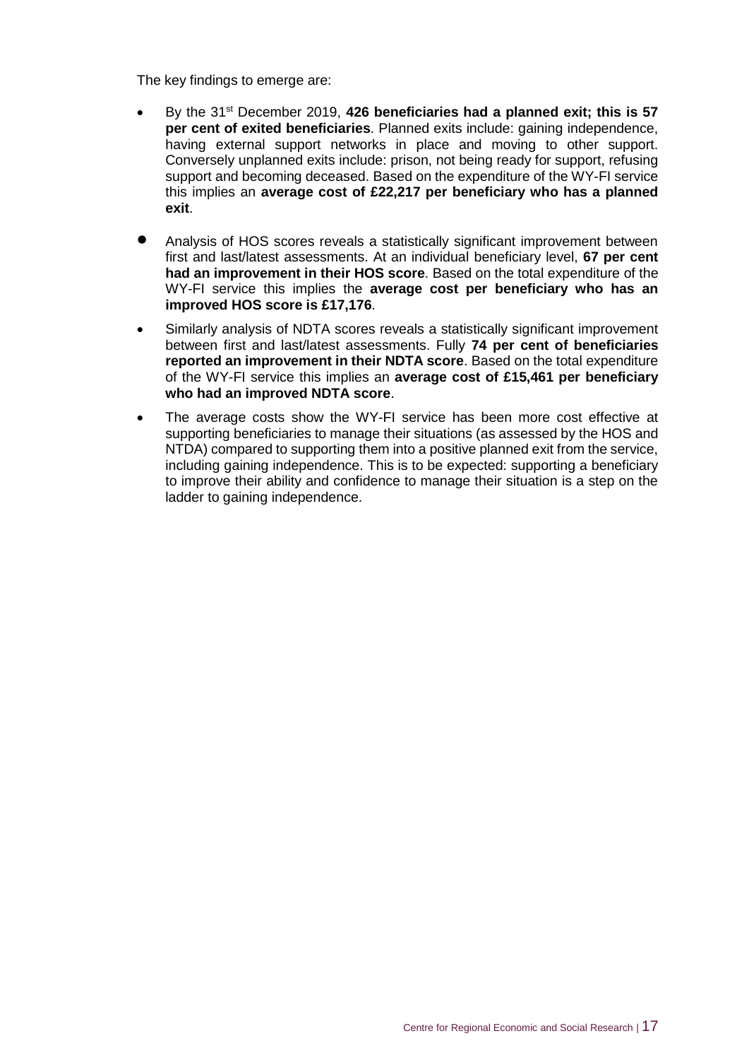The key findings to emerge are:

- By the 31st December 2019, **426 beneficiaries had a planned exit; this is 57 per cent of exited beneficiaries**. Planned exits include: gaining independence, having external support networks in place and moving to other support. Conversely unplanned exits include: prison, not being ready for support, refusing support and becoming deceased. Based on the expenditure of the WY-FI service this implies an **average cost of £22,217 per beneficiary who has a planned exit**.
- Analysis of HOS scores reveals a statistically significant improvement between first and last/latest assessments. At an individual beneficiary level, **67 per cent had an improvement in their HOS score**. Based on the total expenditure of the WY-FI service this implies the **average cost per beneficiary who has an improved HOS score is £17,176**.
- Similarly analysis of NDTA scores reveals a statistically significant improvement between first and last/latest assessments. Fully **74 per cent of beneficiaries reported an improvement in their NDTA score**. Based on the total expenditure of the WY-FI service this implies an **average cost of £15,461 per beneficiary who had an improved NDTA score**.
- The average costs show the WY-FI service has been more cost effective at supporting beneficiaries to manage their situations (as assessed by the HOS and NTDA) compared to supporting them into a positive planned exit from the service, including gaining independence. This is to be expected: supporting a beneficiary to improve their ability and confidence to manage their situation is a step on the ladder to gaining independence.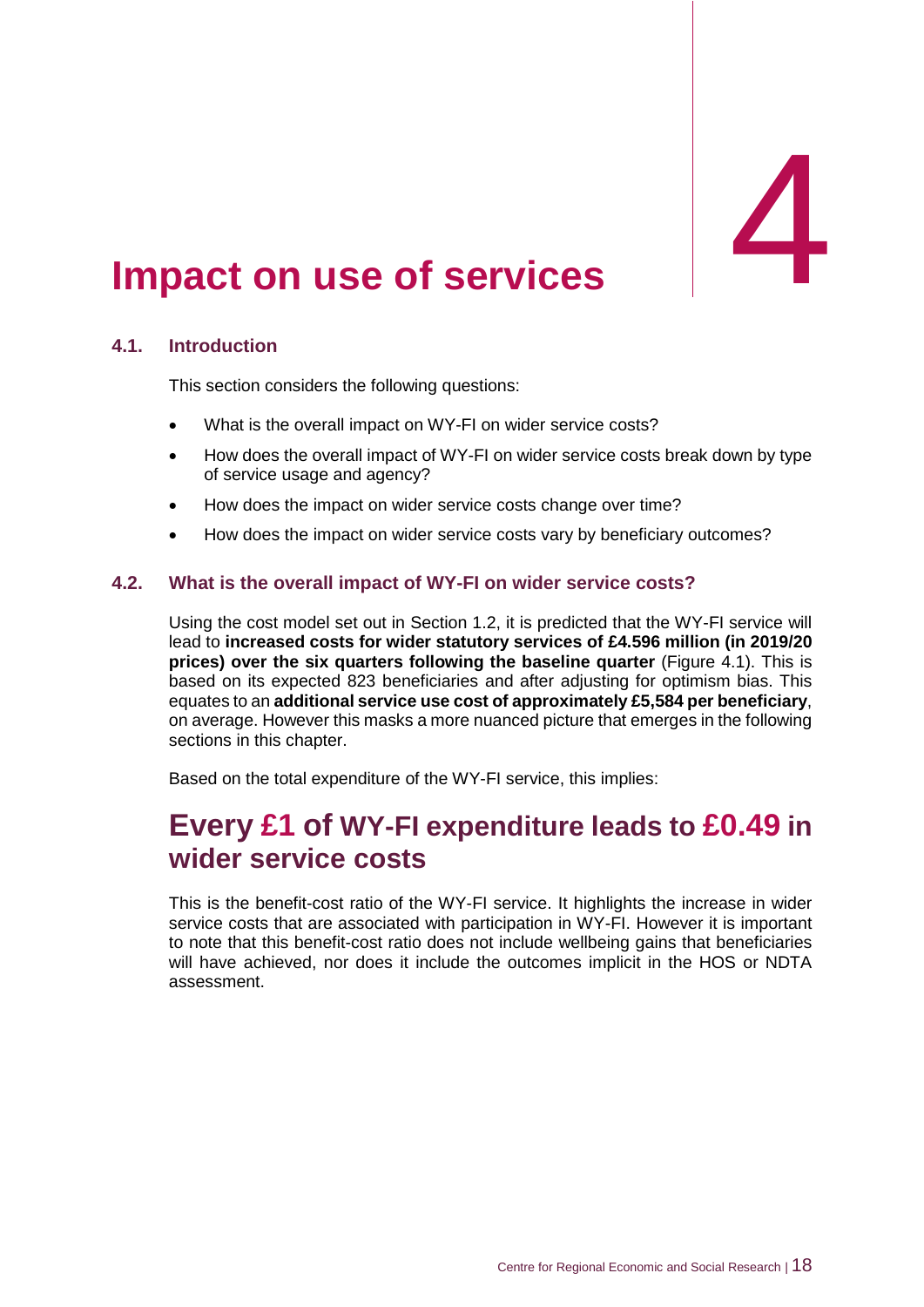# 4 Impact on use of services

## 4.1. Introduction

This section considers the following questions:

- What is the overall impact on WY-FI on wider service costs?
- How does the overall impact of WY-FI on wider service costs break down by type of service usage and agency?
- How does the impact on wider service costs change over time?
- How does the impact on wider service costs vary by beneficiary outcomes?

## 4.2. What is the overall impact of WY-FI on wider service costs?

Using the cost model set out in Section 1.2, it is predicted that the WY-FI service will lead to **increased costs for wider statutory services of £4.596 million (in 2019/20 prices) over the six quarters following the baseline quarter** (Figure 4.1). This is based on its expected 823 beneficiaries and after adjusting for optimism bias. This equates to an **additional service use cost of approximately £5,584 per beneficiary**, on average. However this masks a more nuanced picture that emerges in the following sections in this chapter.

Based on the total expenditure of the WY-FI service, this implies:

## Every £1 of WY-FI expenditure leads to £0.49 in wider service costs

This is the benefit-cost ratio of the WY-FI service. It highlights the increase in wider service costs that are associated with participation in WY-FI. However it is important to note that this benefit-cost ratio does not include wellbeing gains that beneficiaries will have achieved, nor does it include the outcomes implicit in the HOS or NDTA assessment.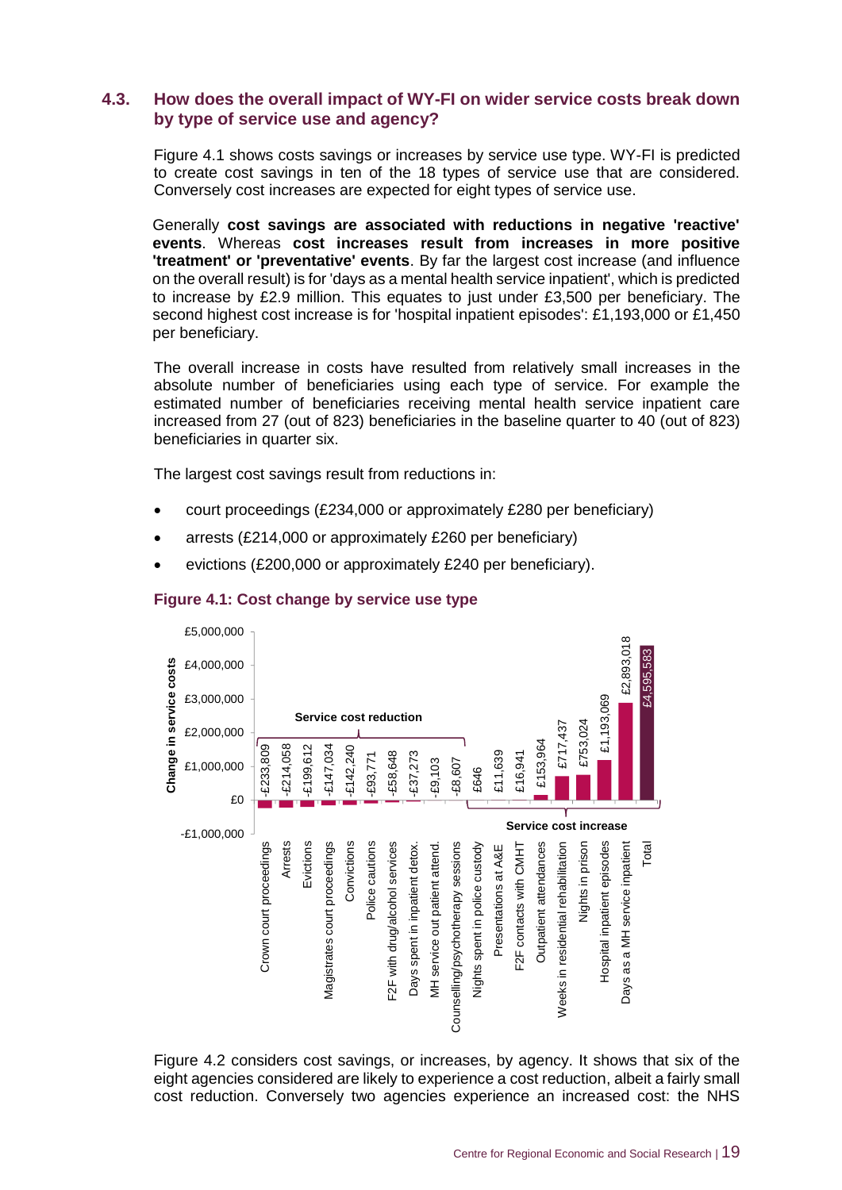## 4.3. How does the overall impact of WY-FI on wider service costs break down by type of service use and agency?

Figure 4.1 shows costs savings or increases by service use type. WY-FI is predicted to create cost savings in ten of the 18 types of service use that are considered. Conversely cost increases are expected for eight types of service use.

Generally **cost savings are associated with reductions in negative 'reactive' events**. Whereas **cost increases result from increases in more positive 'treatment' or 'preventative' events**. By far the largest cost increase (and influence on the overall result) is for 'days as a mental health service inpatient', which is predicted to increase by £2.9 million. This equates to just under £3,500 per beneficiary. The second highest cost increase is for 'hospital inpatient episodes': £1,193,000 or £1,450 per beneficiary.

The overall increase in costs have resulted from relatively small increases in the absolute number of beneficiaries using each type of service. For example the estimated number of beneficiaries receiving mental health service inpatient care increased from 27 (out of 823) beneficiaries in the baseline quarter to 40 (out of 823) beneficiaries in quarter six.

The largest cost savings result from reductions in:

- court proceedings (£234,000 or approximately £280 per beneficiary)
- arrests (£214,000 or approximately £260 per beneficiary)
- evictions (£200,000 or approximately £240 per beneficiary).

**Figure 4.1: Cost change by service use type**

| Service use type | Change in service costs | |
|---|---|---|
| Crown court proceedings | -£233,809 | Service cost reduction |
| Arrests | -£214,058 | Service cost reduction |
| Evictions | -£199,612 | Service cost reduction |
| Magistrates court proceedings | -£147,034 | Service cost reduction |
| Convictions | -£142,240 | Service cost reduction |
| Police cautions | -£93,771 | Service cost reduction |
| F2F with drug/alcohol services | -£58,648 | Service cost reduction |
| Days spent in inpatient detox. | -£37,273 | Service cost reduction |
| MH service out patient attend. | -£9,103 | Service cost reduction |
| Counselling/psychotherapy sessions | -£8,607 | Service cost reduction |
| Nights spent in police custody | £646 | Service cost increase |
| Presentations at A&E | £11,639 | Service cost increase |
| F2F contacts with CMHT | £16,941 | Service cost increase |
| Outpatient attendances | £153,964 | Service cost increase |
| Weeks in residential rehabilitation | £717,437 | Service cost increase |
| Nights in prison | £753,024 | Service cost increase |
| Hospital inpatient episodes | £1,193,069 | Service cost increase |
| Days as a MH service inpatient | £2,893,018 | Service cost increase |
| Total | £4,595,583 | |

Figure 4.2 considers cost savings, or increases, by agency. It shows that six of the eight agencies considered are likely to experience a cost reduction, albeit a fairly small cost reduction. Conversely two agencies experience an increased cost: the NHS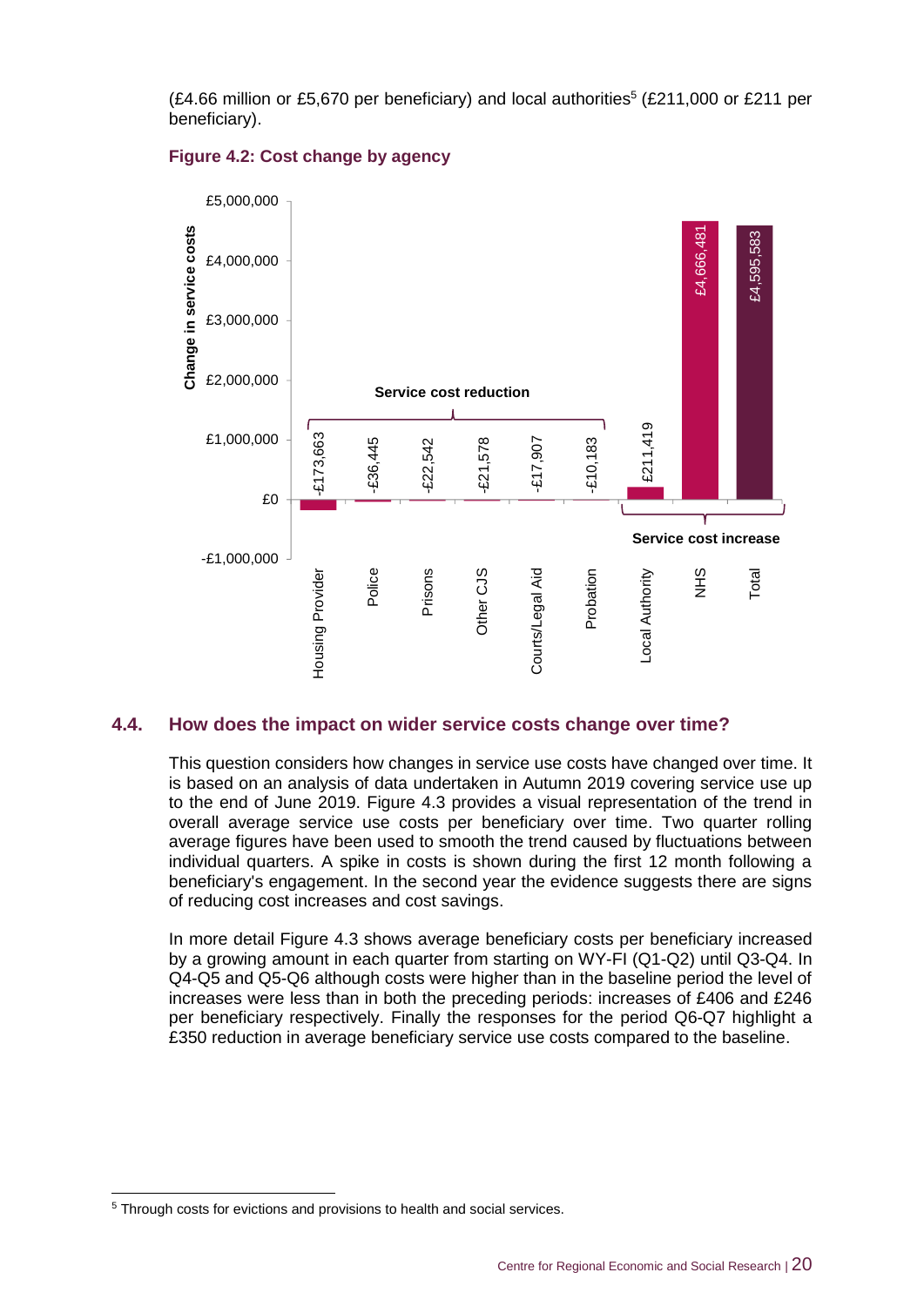(£4.66 million or £5,670 per beneficiary) and local authorities[5] (£211,000 or £211 per beneficiary).

**Figure 4.2: Cost change by agency**

| Agency | Change in service costs |
|---|---|
| Housing Provider | -£173,663 |
| Police | -£36,445 |
| Prisons | -£22,542 |
| Other CJS | -£21,578 |
| Courts/Legal Aid | -£17,907 |
| Probation | -£10,183 |
| Local Authority | £211,419 |
| NHS | £4,666,481 |
| Total | £4,595,583 |

Service cost reduction: Housing Provider, Police, Prisons, Other CJS, Courts/Legal Aid, Probation. Service cost increase: Local Authority, NHS, Total.

## 4.4. How does the impact on wider service costs change over time?

This question considers how changes in service use costs have changed over time. It is based on an analysis of data undertaken in Autumn 2019 covering service use up to the end of June 2019. Figure 4.3 provides a visual representation of the trend in overall average service use costs per beneficiary over time. Two quarter rolling average figures have been used to smooth the trend caused by fluctuations between individual quarters. A spike in costs is shown during the first 12 month following a beneficiary's engagement. In the second year the evidence suggests there are signs of reducing cost increases and cost savings.

In more detail Figure 4.3 shows average beneficiary costs per beneficiary increased by a growing amount in each quarter from starting on WY-FI (Q1-Q2) until Q3-Q4. In Q4-Q5 and Q5-Q6 although costs were higher than in the baseline period the level of increases were less than in both the preceding periods: increases of £406 and £246 per beneficiary respectively. Finally the responses for the period Q6-Q7 highlight a £350 reduction in average beneficiary service use costs compared to the baseline.

---

[5] Through costs for evictions and provisions to health and social services.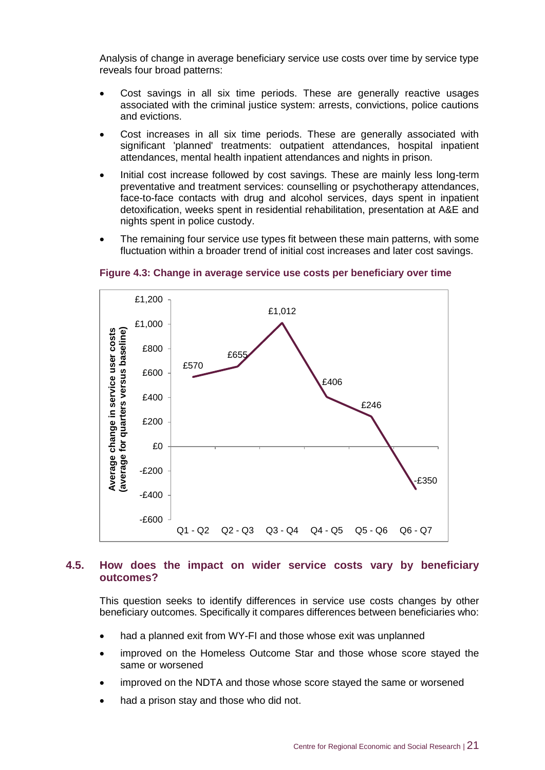Analysis of change in average beneficiary service use costs over time by service type reveals four broad patterns:

- Cost savings in all six time periods. These are generally reactive usages associated with the criminal justice system: arrests, convictions, police cautions and evictions.
- Cost increases in all six time periods. These are generally associated with significant 'planned' treatments: outpatient attendances, hospital inpatient attendances, mental health inpatient attendances and nights in prison.
- Initial cost increase followed by cost savings. These are mainly less long-term preventative and treatment services: counselling or psychotherapy attendances, face-to-face contacts with drug and alcohol services, days spent in inpatient detoxification, weeks spent in residential rehabilitation, presentation at A&E and nights spent in police custody.
- The remaining four service use types fit between these main patterns, with some fluctuation within a broader trend of initial cost increases and later cost savings.

**Figure 4.3: Change in average service use costs per beneficiary over time**

| Period | Average change in service user costs (average for quarters versus baseline) |
|---|---|
| Q1 - Q2 | £570 |
| Q2 - Q3 | £655 |
| Q3 - Q4 | £1,012 |
| Q4 - Q5 | £406 |
| Q5 - Q6 | £246 |
| Q6 - Q7 | -£350 |

## 4.5. How does the impact on wider service costs vary by beneficiary outcomes?

This question seeks to identify differences in service use costs changes by other beneficiary outcomes. Specifically it compares differences between beneficiaries who:

- had a planned exit from WY-FI and those whose exit was unplanned
- improved on the Homeless Outcome Star and those whose score stayed the same or worsened
- improved on the NDTA and those whose score stayed the same or worsened
- had a prison stay and those who did not.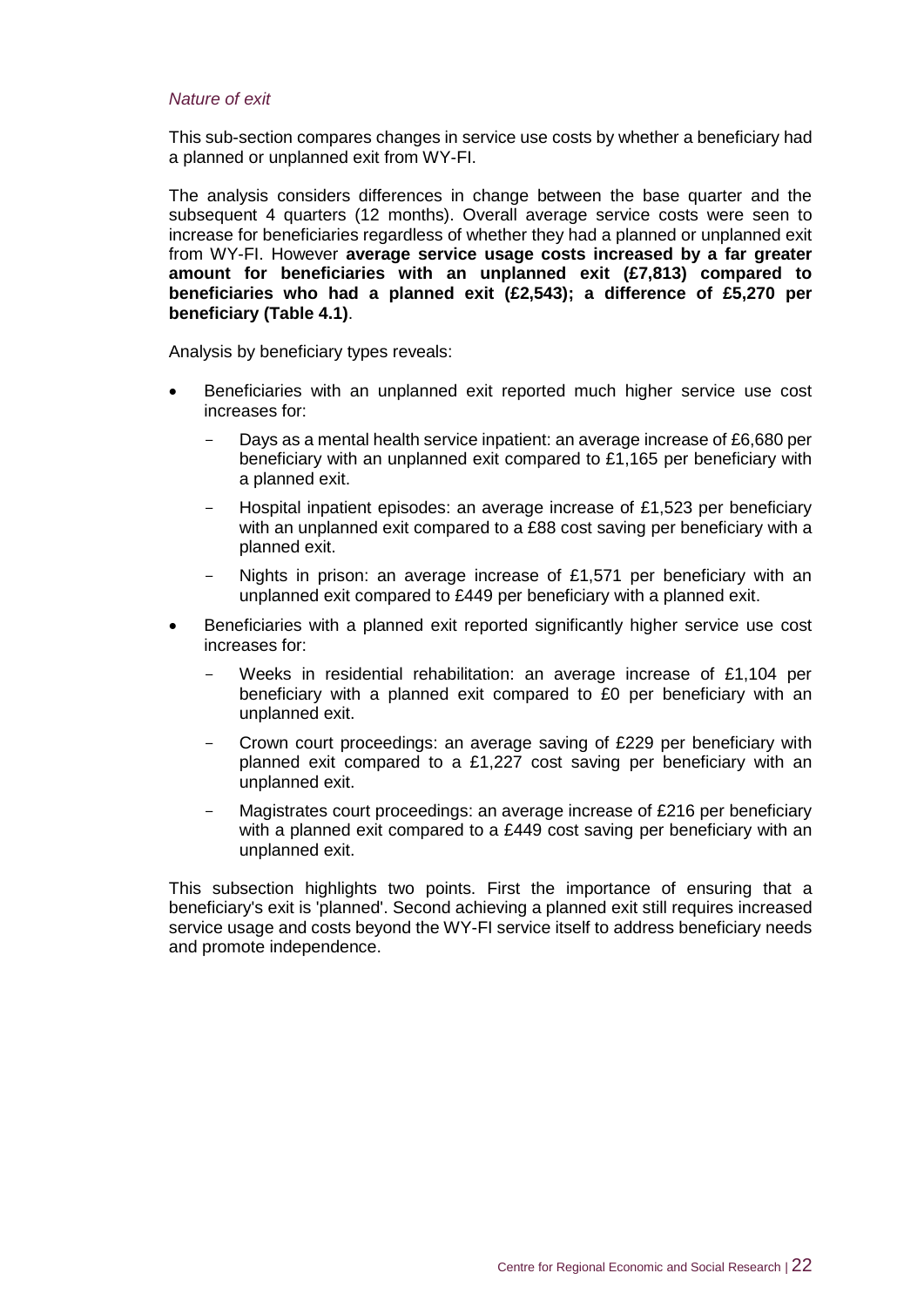*Nature of exit*

This sub-section compares changes in service use costs by whether a beneficiary had a planned or unplanned exit from WY-FI.

The analysis considers differences in change between the base quarter and the subsequent 4 quarters (12 months). Overall average service costs were seen to increase for beneficiaries regardless of whether they had a planned or unplanned exit from WY-FI. However **average service usage costs increased by a far greater amount for beneficiaries with an unplanned exit (£7,813) compared to beneficiaries who had a planned exit (£2,543); a difference of £5,270 per beneficiary (Table 4.1)**.

Analysis by beneficiary types reveals:

- Beneficiaries with an unplanned exit reported much higher service use cost increases for:
  - Days as a mental health service inpatient: an average increase of £6,680 per beneficiary with an unplanned exit compared to £1,165 per beneficiary with a planned exit.
  - Hospital inpatient episodes: an average increase of £1,523 per beneficiary with an unplanned exit compared to a £88 cost saving per beneficiary with a planned exit.
  - Nights in prison: an average increase of £1,571 per beneficiary with an unplanned exit compared to £449 per beneficiary with a planned exit.
- Beneficiaries with a planned exit reported significantly higher service use cost increases for:
  - Weeks in residential rehabilitation: an average increase of £1,104 per beneficiary with a planned exit compared to £0 per beneficiary with an unplanned exit.
  - Crown court proceedings: an average saving of £229 per beneficiary with planned exit compared to a £1,227 cost saving per beneficiary with an unplanned exit.
  - Magistrates court proceedings: an average increase of £216 per beneficiary with a planned exit compared to a £449 cost saving per beneficiary with an unplanned exit.

This subsection highlights two points. First the importance of ensuring that a beneficiary's exit is 'planned'. Second achieving a planned exit still requires increased service usage and costs beyond the WY-FI service itself to address beneficiary needs and promote independence.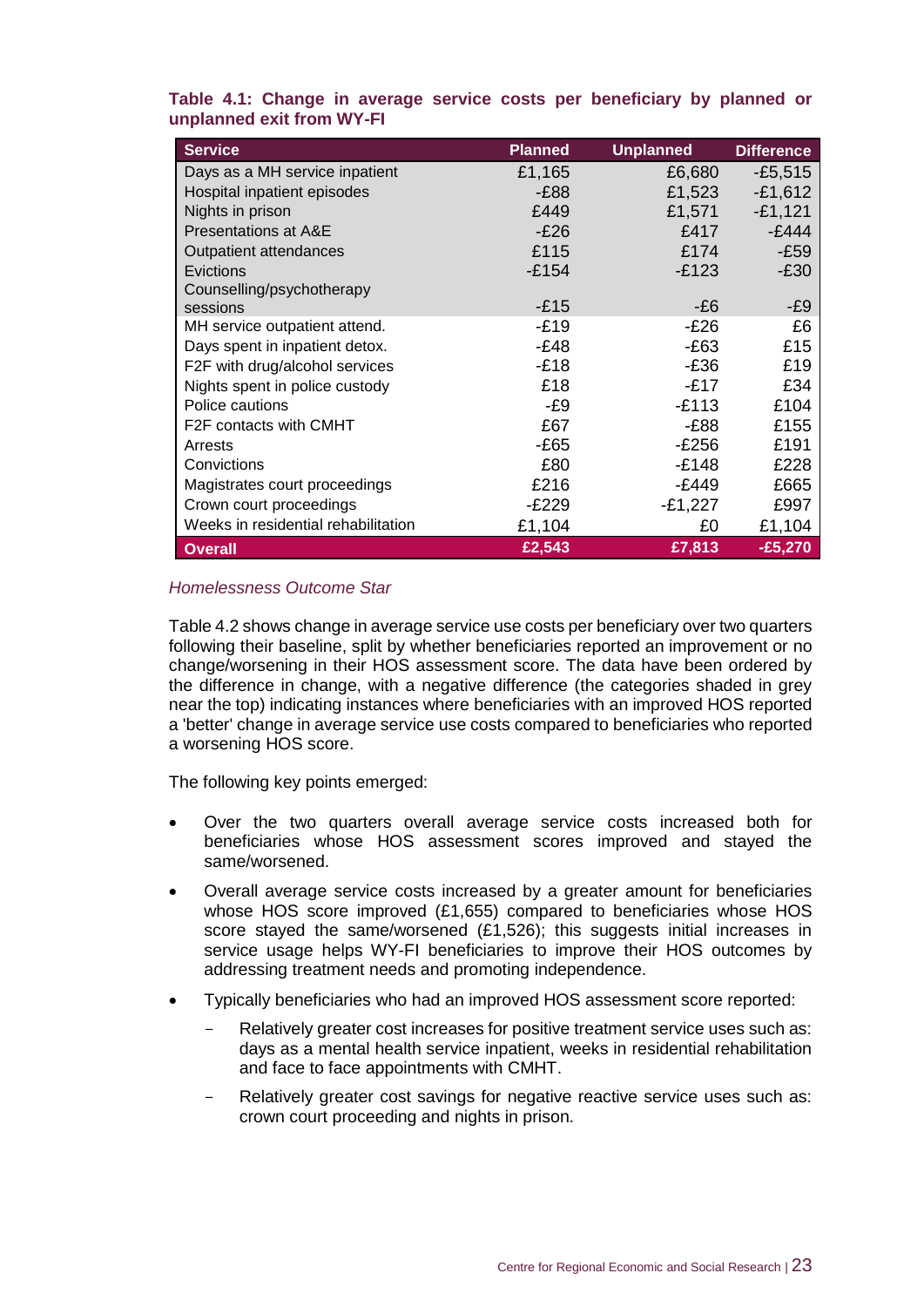**Table 4.1: Change in average service costs per beneficiary by planned or unplanned exit from WY-FI**

| Service | Planned | Unplanned | Difference |
|---|---|---|---|
| Days as a MH service inpatient | £1,165 | £6,680 | -£5,515 |
| Hospital inpatient episodes | -£88 | £1,523 | -£1,612 |
| Nights in prison | £449 | £1,571 | -£1,121 |
| Presentations at A&E | -£26 | £417 | -£444 |
| Outpatient attendances | £115 | £174 | -£59 |
| Evictions | -£154 | -£123 | -£30 |
| Counselling/psychotherapy sessions | -£15 | -£6 | -£9 |
| MH service outpatient attend. | -£19 | -£26 | £6 |
| Days spent in inpatient detox. | -£48 | -£63 | £15 |
| F2F with drug/alcohol services | -£18 | -£36 | £19 |
| Nights spent in police custody | £18 | -£17 | £34 |
| Police cautions | -£9 | -£113 | £104 |
| F2F contacts with CMHT | £67 | -£88 | £155 |
| Arrests | -£65 | -£256 | £191 |
| Convictions | £80 | -£148 | £228 |
| Magistrates court proceedings | £216 | -£449 | £665 |
| Crown court proceedings | -£229 | -£1,227 | £997 |
| Weeks in residential rehabilitation | £1,104 | £0 | £1,104 |
| **Overall** | **£2,543** | **£7,813** | **-£5,270** |

*Homelessness Outcome Star*

Table 4.2 shows change in average service use costs per beneficiary over two quarters following their baseline, split by whether beneficiaries reported an improvement or no change/worsening in their HOS assessment score. The data have been ordered by the difference in change, with a negative difference (the categories shaded in grey near the top) indicating instances where beneficiaries with an improved HOS reported a 'better' change in average service use costs compared to beneficiaries who reported a worsening HOS score.

The following key points emerged:

- Over the two quarters overall average service costs increased both for beneficiaries whose HOS assessment scores improved and stayed the same/worsened.
- Overall average service costs increased by a greater amount for beneficiaries whose HOS score improved (£1,655) compared to beneficiaries whose HOS score stayed the same/worsened (£1,526); this suggests initial increases in service usage helps WY-FI beneficiaries to improve their HOS outcomes by addressing treatment needs and promoting independence.
- Typically beneficiaries who had an improved HOS assessment score reported:
  - Relatively greater cost increases for positive treatment service uses such as: days as a mental health service inpatient, weeks in residential rehabilitation and face to face appointments with CMHT.
  - Relatively greater cost savings for negative reactive service uses such as: crown court proceeding and nights in prison.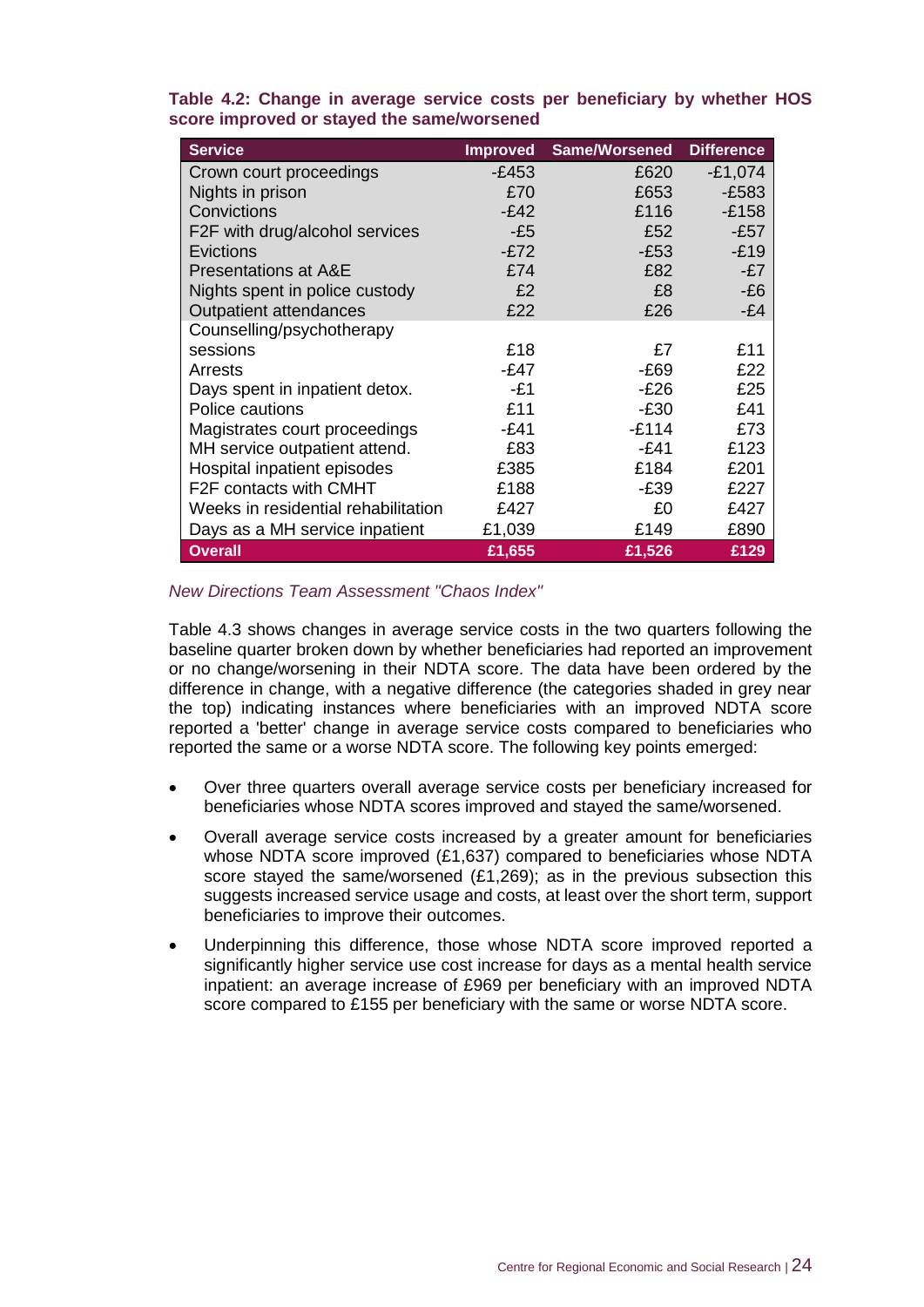**Table 4.2: Change in average service costs per beneficiary by whether HOS score improved or stayed the same/worsened**

| Service | Improved | Same/Worsened | Difference |
|---|---|---|---|
| Crown court proceedings | -£453 | £620 | -£1,074 |
| Nights in prison | £70 | £653 | -£583 |
| Convictions | -£42 | £116 | -£158 |
| F2F with drug/alcohol services | -£5 | £52 | -£57 |
| Evictions | -£72 | -£53 | -£19 |
| Presentations at A&E | £74 | £82 | -£7 |
| Nights spent in police custody | £2 | £8 | -£6 |
| Outpatient attendances | £22 | £26 | -£4 |
| Counselling/psychotherapy sessions | £18 | £7 | £11 |
| Arrests | -£47 | -£69 | £22 |
| Days spent in inpatient detox. | -£1 | -£26 | £25 |
| Police cautions | £11 | -£30 | £41 |
| Magistrates court proceedings | -£41 | -£114 | £73 |
| MH service outpatient attend. | £83 | -£41 | £123 |
| Hospital inpatient episodes | £385 | £184 | £201 |
| F2F contacts with CMHT | £188 | -£39 | £227 |
| Weeks in residential rehabilitation | £427 | £0 | £427 |
| Days as a MH service inpatient | £1,039 | £149 | £890 |
| **Overall** | **£1,655** | **£1,526** | **£129** |

*New Directions Team Assessment "Chaos Index"*

Table 4.3 shows changes in average service costs in the two quarters following the baseline quarter broken down by whether beneficiaries had reported an improvement or no change/worsening in their NDTA score. The data have been ordered by the difference in change, with a negative difference (the categories shaded in grey near the top) indicating instances where beneficiaries with an improved NDTA score reported a 'better' change in average service costs compared to beneficiaries who reported the same or a worse NDTA score. The following key points emerged:

- Over three quarters overall average service costs per beneficiary increased for beneficiaries whose NDTA scores improved and stayed the same/worsened.
- Overall average service costs increased by a greater amount for beneficiaries whose NDTA score improved (£1,637) compared to beneficiaries whose NDTA score stayed the same/worsened (£1,269); as in the previous subsection this suggests increased service usage and costs, at least over the short term, support beneficiaries to improve their outcomes.
- Underpinning this difference, those whose NDTA score improved reported a significantly higher service use cost increase for days as a mental health service inpatient: an average increase of £969 per beneficiary with an improved NDTA score compared to £155 per beneficiary with the same or worse NDTA score.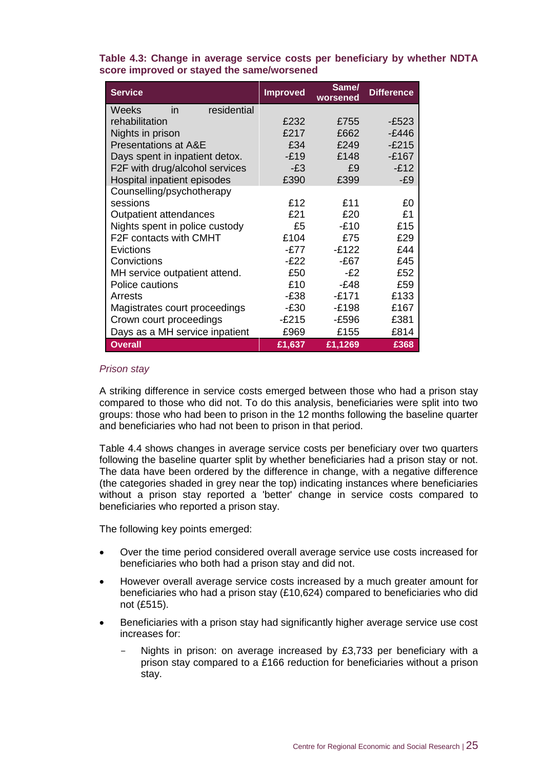**Table 4.3: Change in average service costs per beneficiary by whether NDTA score improved or stayed the same/worsened**

| Service | Improved | Same/ worsened | Difference |
|---|---|---|---|
| Weeks in residential rehabilitation | £232 | £755 | -£523 |
| Nights in prison | £217 | £662 | -£446 |
| Presentations at A&E | £34 | £249 | -£215 |
| Days spent in inpatient detox. | -£19 | £148 | -£167 |
| F2F with drug/alcohol services | -£3 | £9 | -£12 |
| Hospital inpatient episodes | £390 | £399 | -£9 |
| Counselling/psychotherapy sessions | £12 | £11 | £0 |
| Outpatient attendances | £21 | £20 | £1 |
| Nights spent in police custody | £5 | -£10 | £15 |
| F2F contacts with CMHT | £104 | £75 | £29 |
| Evictions | -£77 | -£122 | £44 |
| Convictions | -£22 | -£67 | £45 |
| MH service outpatient attend. | £50 | -£2 | £52 |
| Police cautions | £10 | -£48 | £59 |
| Arrests | -£38 | -£171 | £133 |
| Magistrates court proceedings | -£30 | -£198 | £167 |
| Crown court proceedings | -£215 | -£596 | £381 |
| Days as a MH service inpatient | £969 | £155 | £814 |
| **Overall** | **£1,637** | **£1,1269** | **£368** |

*Prison stay*

A striking difference in service costs emerged between those who had a prison stay compared to those who did not. To do this analysis, beneficiaries were split into two groups: those who had been to prison in the 12 months following the baseline quarter and beneficiaries who had not been to prison in that period.

Table 4.4 shows changes in average service costs per beneficiary over two quarters following the baseline quarter split by whether beneficiaries had a prison stay or not. The data have been ordered by the difference in change, with a negative difference (the categories shaded in grey near the top) indicating instances where beneficiaries without a prison stay reported a 'better' change in service costs compared to beneficiaries who reported a prison stay.

The following key points emerged:

- Over the time period considered overall average service use costs increased for beneficiaries who both had a prison stay and did not.
- However overall average service costs increased by a much greater amount for beneficiaries who had a prison stay (£10,624) compared to beneficiaries who did not (£515).
- Beneficiaries with a prison stay had significantly higher average service use cost increases for:
  - Nights in prison: on average increased by £3,733 per beneficiary with a prison stay compared to a £166 reduction for beneficiaries without a prison stay.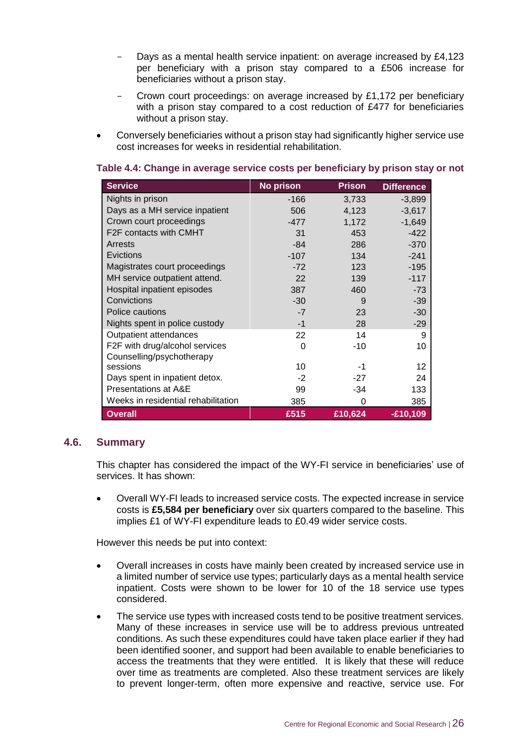- Days as a mental health service inpatient: on average increased by £4,123 per beneficiary with a prison stay compared to a £506 increase for beneficiaries without a prison stay.
  - Crown court proceedings: on average increased by £1,172 per beneficiary with a prison stay compared to a cost reduction of £477 for beneficiaries without a prison stay.

- Conversely beneficiaries without a prison stay had significantly higher service use cost increases for weeks in residential rehabilitation.

**Table 4.4: Change in average service costs per beneficiary by prison stay or not**

| Service | No prison | Prison | Difference |
|---|---|---|---|
| Nights in prison | -166 | 3,733 | -3,899 |
| Days as a MH service inpatient | 506 | 4,123 | -3,617 |
| Crown court proceedings | -477 | 1,172 | -1,649 |
| F2F contacts with CMHT | 31 | 453 | -422 |
| Arrests | -84 | 286 | -370 |
| Evictions | -107 | 134 | -241 |
| Magistrates court proceedings | -72 | 123 | -195 |
| MH service outpatient attend. | 22 | 139 | -117 |
| Hospital inpatient episodes | 387 | 460 | -73 |
| Convictions | -30 | 9 | -39 |
| Police cautions | -7 | 23 | -30 |
| Nights spent in police custody | -1 | 28 | -29 |
| Outpatient attendances | 22 | 14 | 9 |
| F2F with drug/alcohol services | 0 | -10 | 10 |
| Counselling/psychotherapy sessions | 10 | -1 | 12 |
| Days spent in inpatient detox. | -2 | -27 | 24 |
| Presentations at A&E | 99 | -34 | 133 |
| Weeks in residential rehabilitation | 385 | 0 | 385 |
| **Overall** | **£515** | **£10,624** | **-£10,109** |

## 4.6. Summary

This chapter has considered the impact of the WY-FI service in beneficiaries' use of services. It has shown:

- Overall WY-FI leads to increased service costs. The expected increase in service costs is **£5,584 per beneficiary** over six quarters compared to the baseline. This implies £1 of WY-FI expenditure leads to £0.49 wider service costs.

However this needs be put into context:

- Overall increases in costs have mainly been created by increased service use in a limited number of service use types; particularly days as a mental health service inpatient. Costs were shown to be lower for 10 of the 18 service use types considered.
- The service use types with increased costs tend to be positive treatment services. Many of these increases in service use will be to address previous untreated conditions. As such these expenditures could have taken place earlier if they had been identified sooner, and support had been available to enable beneficiaries to access the treatments that they were entitled. It is likely that these will reduce over time as treatments are completed. Also these treatment services are likely to prevent longer-term, often more expensive and reactive, service use. For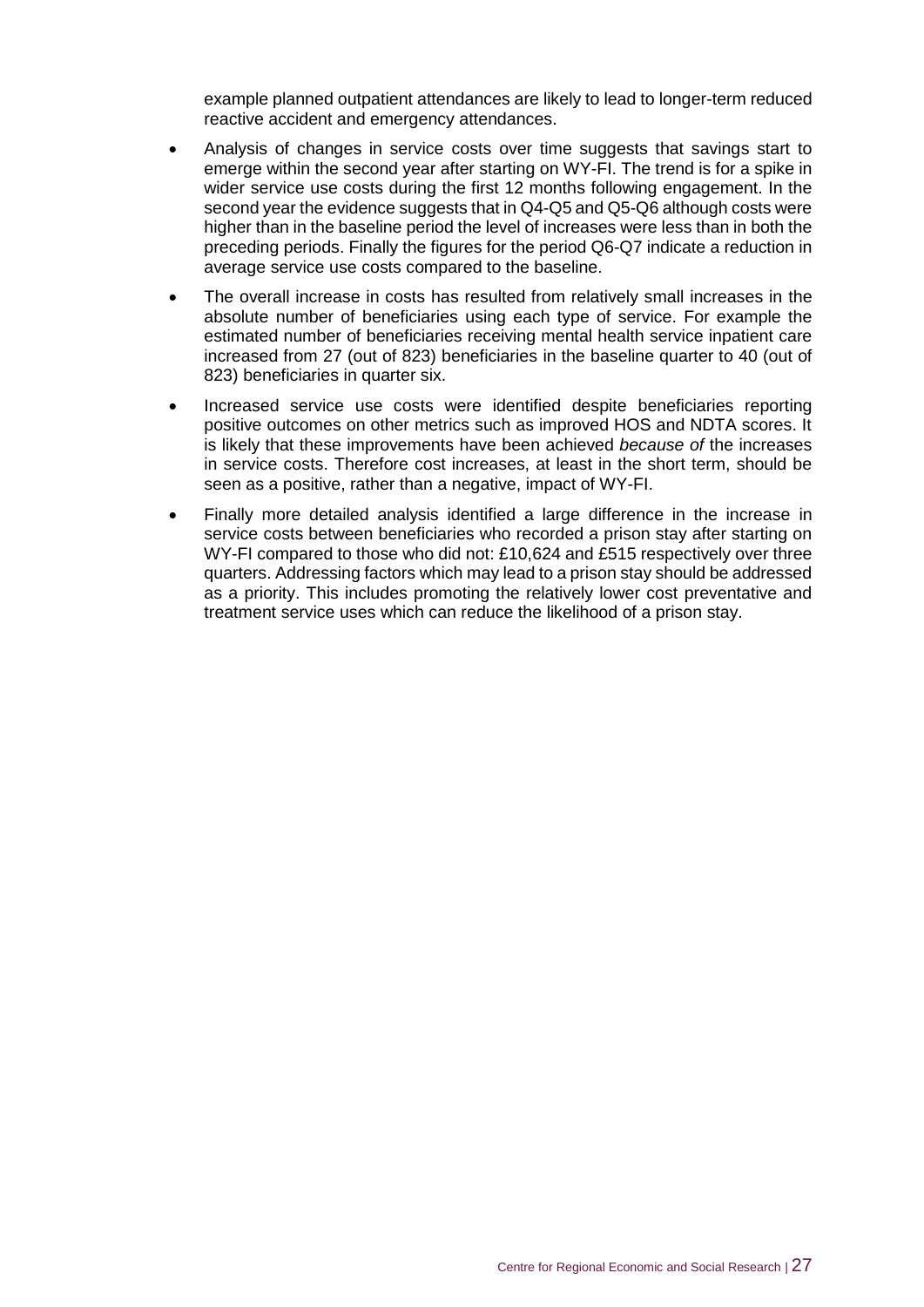example planned outpatient attendances are likely to lead to longer-term reduced reactive accident and emergency attendances.

- Analysis of changes in service costs over time suggests that savings start to emerge within the second year after starting on WY-FI. The trend is for a spike in wider service use costs during the first 12 months following engagement. In the second year the evidence suggests that in Q4-Q5 and Q5-Q6 although costs were higher than in the baseline period the level of increases were less than in both the preceding periods. Finally the figures for the period Q6-Q7 indicate a reduction in average service use costs compared to the baseline.
- The overall increase in costs has resulted from relatively small increases in the absolute number of beneficiaries using each type of service. For example the estimated number of beneficiaries receiving mental health service inpatient care increased from 27 (out of 823) beneficiaries in the baseline quarter to 40 (out of 823) beneficiaries in quarter six.
- Increased service use costs were identified despite beneficiaries reporting positive outcomes on other metrics such as improved HOS and NDTA scores. It is likely that these improvements have been achieved *because of* the increases in service costs. Therefore cost increases, at least in the short term, should be seen as a positive, rather than a negative, impact of WY-FI.
- Finally more detailed analysis identified a large difference in the increase in service costs between beneficiaries who recorded a prison stay after starting on WY-FI compared to those who did not: £10,624 and £515 respectively over three quarters. Addressing factors which may lead to a prison stay should be addressed as a priority. This includes promoting the relatively lower cost preventative and treatment service uses which can reduce the likelihood of a prison stay.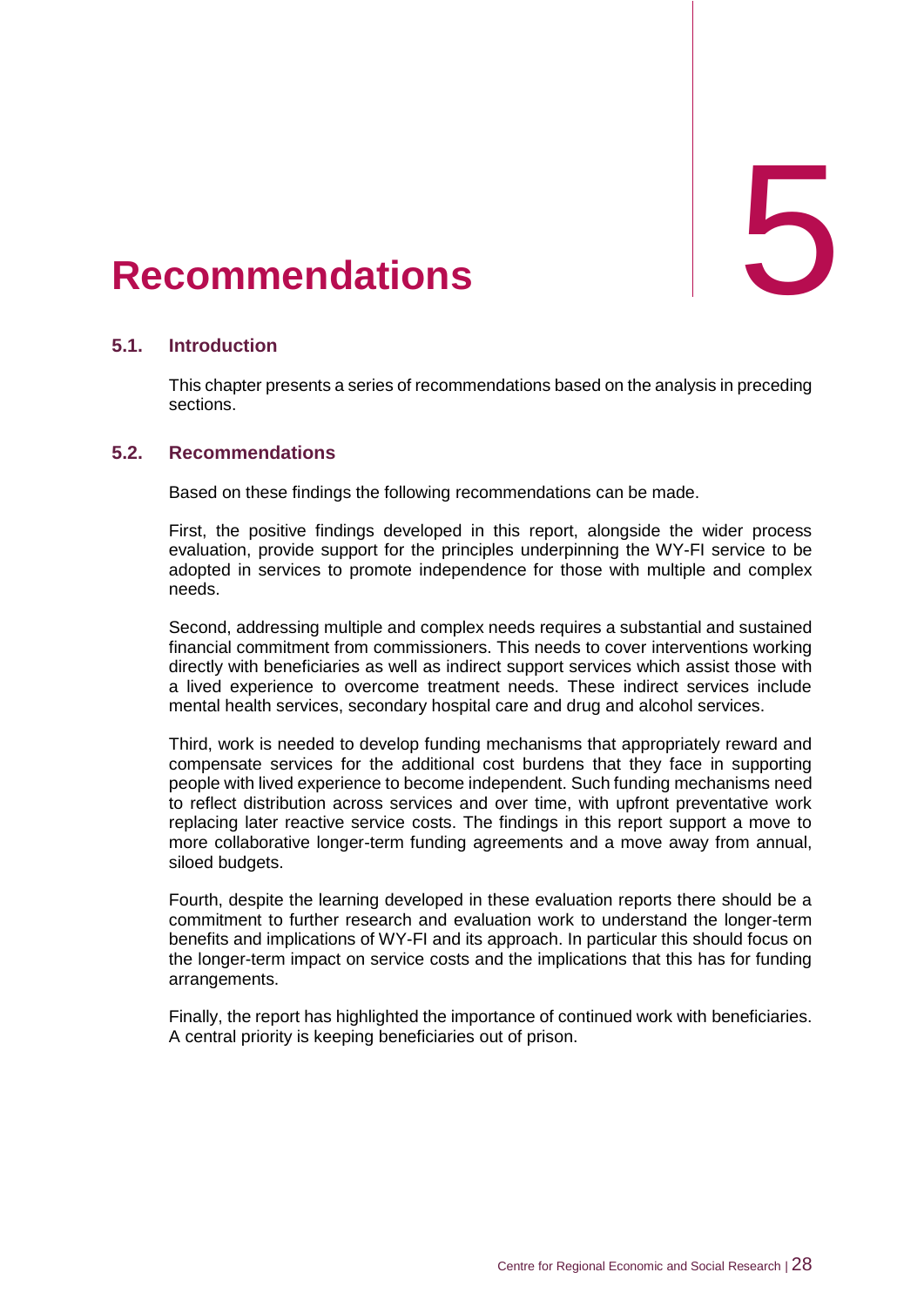# 5 Recommendations

## 5.1. Introduction

This chapter presents a series of recommendations based on the analysis in preceding sections.

## 5.2. Recommendations

Based on these findings the following recommendations can be made.

First, the positive findings developed in this report, alongside the wider process evaluation, provide support for the principles underpinning the WY-FI service to be adopted in services to promote independence for those with multiple and complex needs.

Second, addressing multiple and complex needs requires a substantial and sustained financial commitment from commissioners. This needs to cover interventions working directly with beneficiaries as well as indirect support services which assist those with a lived experience to overcome treatment needs. These indirect services include mental health services, secondary hospital care and drug and alcohol services.

Third, work is needed to develop funding mechanisms that appropriately reward and compensate services for the additional cost burdens that they face in supporting people with lived experience to become independent. Such funding mechanisms need to reflect distribution across services and over time, with upfront preventative work replacing later reactive service costs. The findings in this report support a move to more collaborative longer-term funding agreements and a move away from annual, siloed budgets.

Fourth, despite the learning developed in these evaluation reports there should be a commitment to further research and evaluation work to understand the longer-term benefits and implications of WY-FI and its approach. In particular this should focus on the longer-term impact on service costs and the implications that this has for funding arrangements.

Finally, the report has highlighted the importance of continued work with beneficiaries. A central priority is keeping beneficiaries out of prison.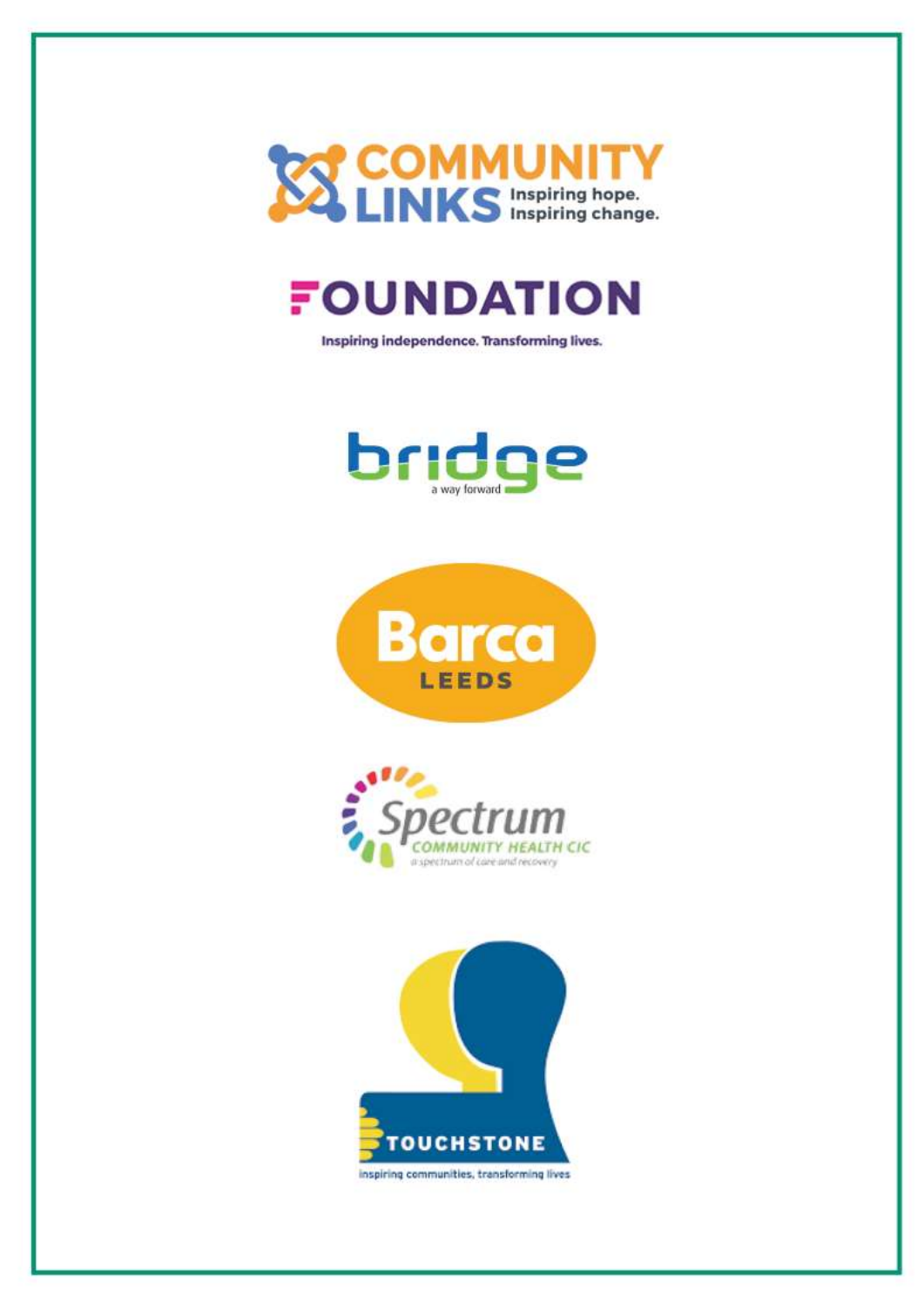COMMUNITY LINKS
Inspiring hope.
Inspiring change.

FOUNDATION
Inspiring independence. Transforming lives.

bridge
a way forward

Barca
LEEDS

Spectrum
COMMUNITY HEALTH CIC
a spectrum of care and recovery

TOUCHSTONE
inspiring communities, transforming lives